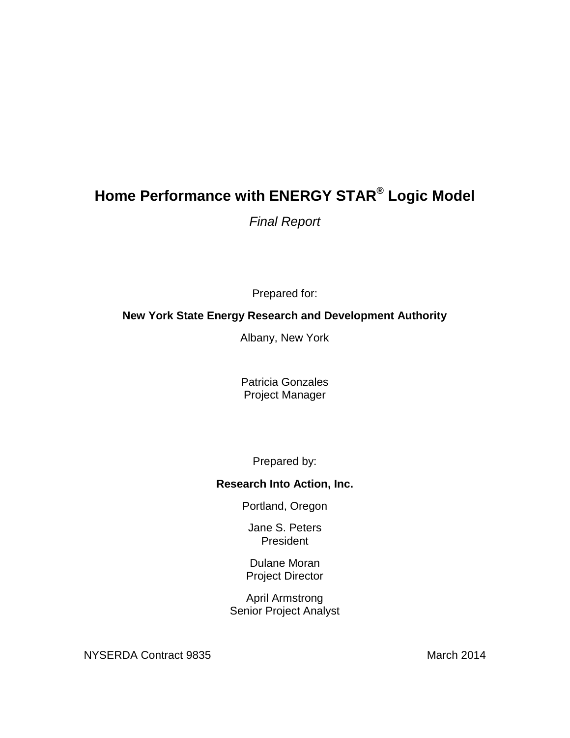# Home Performance with ENERGY STAR® Logic Model

*Final Report*

Prepared for:

**New York State Energy Research and Development Authority**

Albany, New York

Patricia Gonzales
Project Manager

Prepared by:

**Research Into Action, Inc.**

Portland, Oregon

Jane S. Peters
President

Dulane Moran
Project Director

April Armstrong
Senior Project Analyst

NYSERDA Contract 9835

March 2014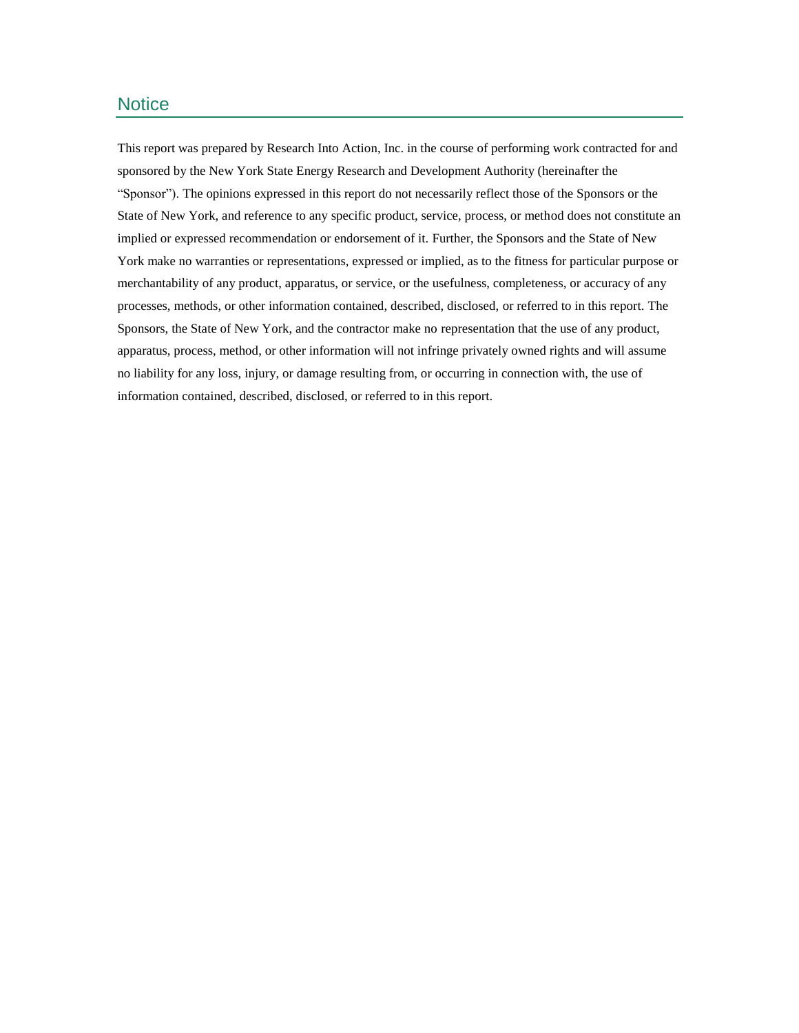# Notice

This report was prepared by Research Into Action, Inc. in the course of performing work contracted for and sponsored by the New York State Energy Research and Development Authority (hereinafter the "Sponsor"). The opinions expressed in this report do not necessarily reflect those of the Sponsors or the State of New York, and reference to any specific product, service, process, or method does not constitute an implied or expressed recommendation or endorsement of it. Further, the Sponsors and the State of New York make no warranties or representations, expressed or implied, as to the fitness for particular purpose or merchantability of any product, apparatus, or service, or the usefulness, completeness, or accuracy of any processes, methods, or other information contained, described, disclosed, or referred to in this report. The Sponsors, the State of New York, and the contractor make no representation that the use of any product, apparatus, process, method, or other information will not infringe privately owned rights and will assume no liability for any loss, injury, or damage resulting from, or occurring in connection with, the use of information contained, described, disclosed, or referred to in this report.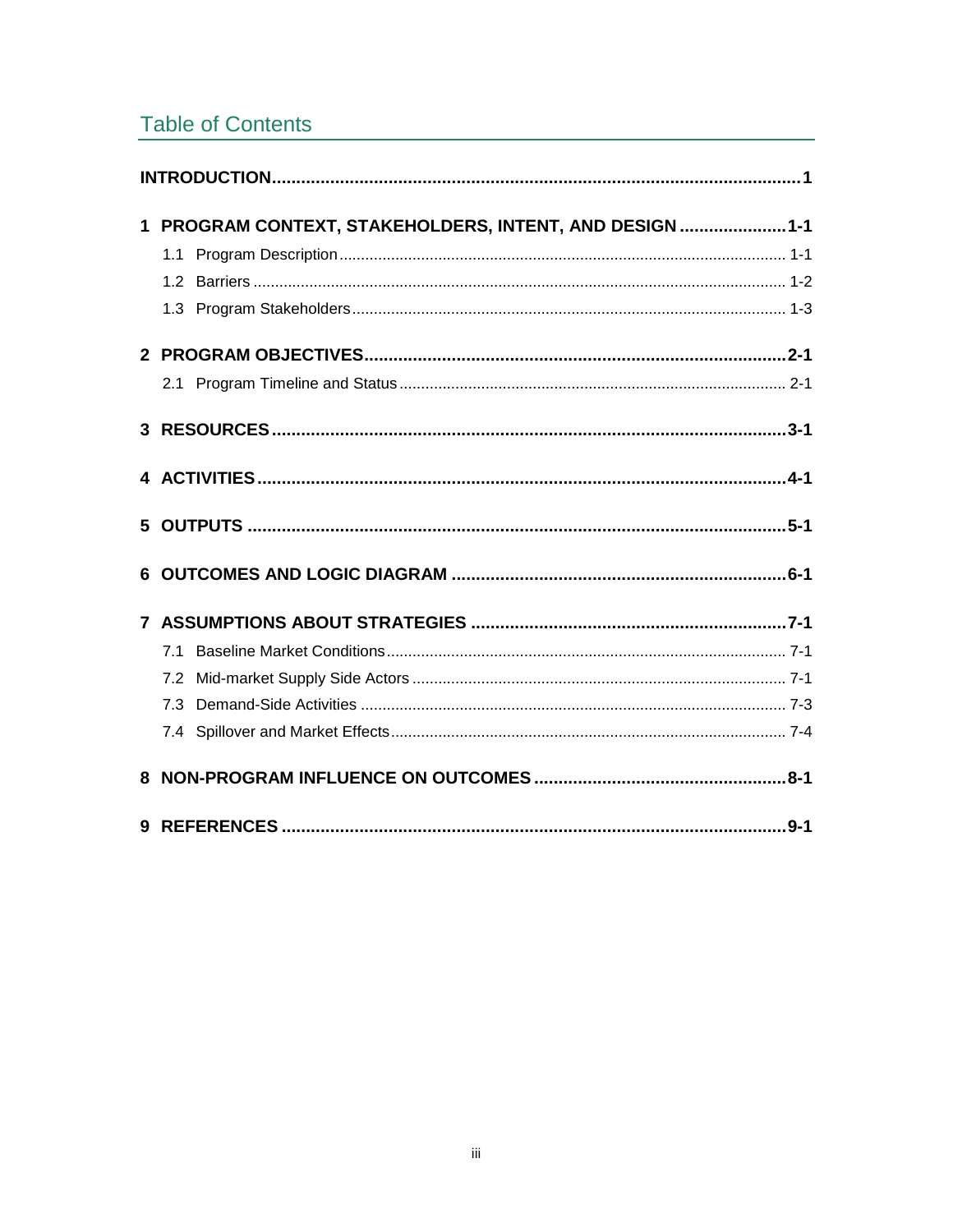# Table of Contents

**INTRODUCTION** .......... **1**

**1 PROGRAM CONTEXT, STAKEHOLDERS, INTENT, AND DESIGN** .......... **1-1**

- 1.1 Program Description .......... 1-1
- 1.2 Barriers .......... 1-2
- 1.3 Program Stakeholders .......... 1-3

**2 PROGRAM OBJECTIVES** .......... **2-1**

- 2.1 Program Timeline and Status .......... 2-1

**3 RESOURCES** .......... **3-1**

**4 ACTIVITIES** .......... **4-1**

**5 OUTPUTS** .......... **5-1**

**6 OUTCOMES AND LOGIC DIAGRAM** .......... **6-1**

**7 ASSUMPTIONS ABOUT STRATEGIES** .......... **7-1**

- 7.1 Baseline Market Conditions .......... 7-1
- 7.2 Mid-market Supply Side Actors .......... 7-1
- 7.3 Demand-Side Activities .......... 7-3
- 7.4 Spillover and Market Effects .......... 7-4

**8 NON-PROGRAM INFLUENCE ON OUTCOMES** .......... **8-1**

**9 REFERENCES** .......... **9-1**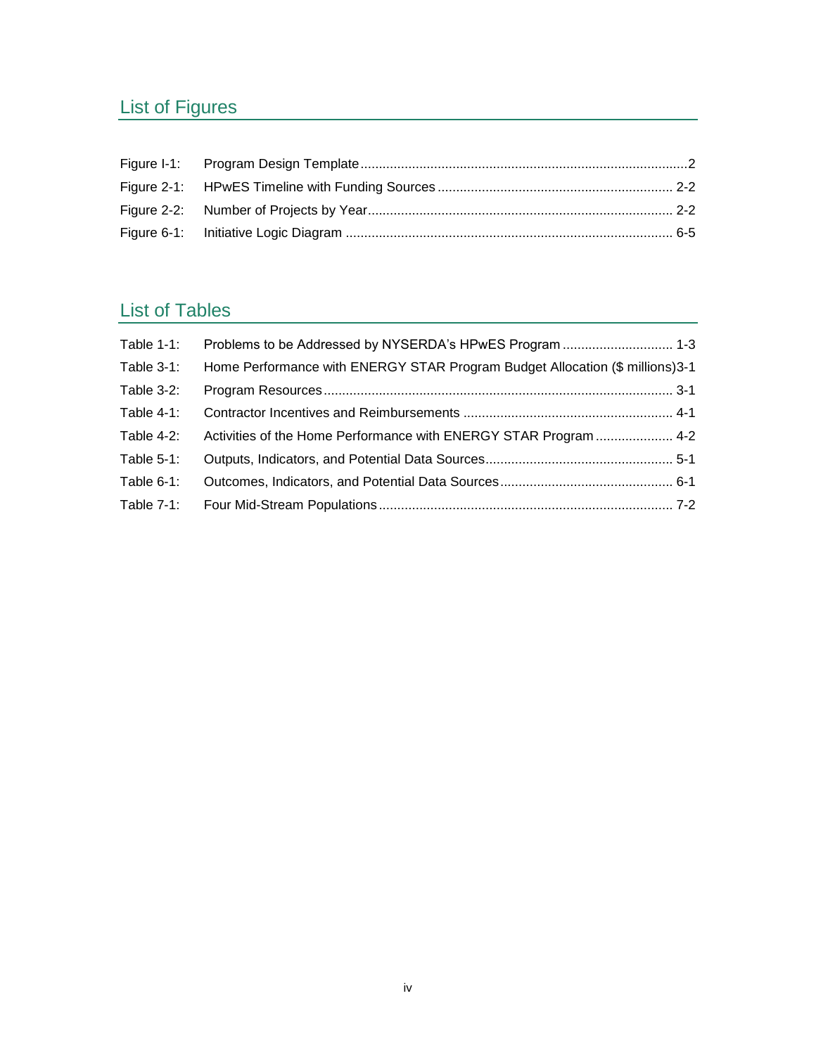## List of Figures

Figure I-1: Program Design Template ........................................................................................2
Figure 2-1: HPwES Timeline with Funding Sources ............................................................... 2-2
Figure 2-2: Number of Projects by Year.................................................................................. 2-2
Figure 6-1: Initiative Logic Diagram ........................................................................................ 6-5

## List of Tables

Table 1-1: Problems to be Addressed by NYSERDA's HPwES Program ............................. 1-3
Table 3-1: Home Performance with ENERGY STAR Program Budget Allocation ($ millions)3-1
Table 3-2: Program Resources.............................................................................................. 3-1
Table 4-1: Contractor Incentives and Reimbursements ......................................................... 4-1
Table 4-2: Activities of the Home Performance with ENERGY STAR Program ..................... 4-2
Table 5-1: Outputs, Indicators, and Potential Data Sources................................................... 5-1
Table 6-1: Outcomes, Indicators, and Potential Data Sources............................................... 6-1
Table 7-1: Four Mid-Stream Populations ............................................................................... 7-2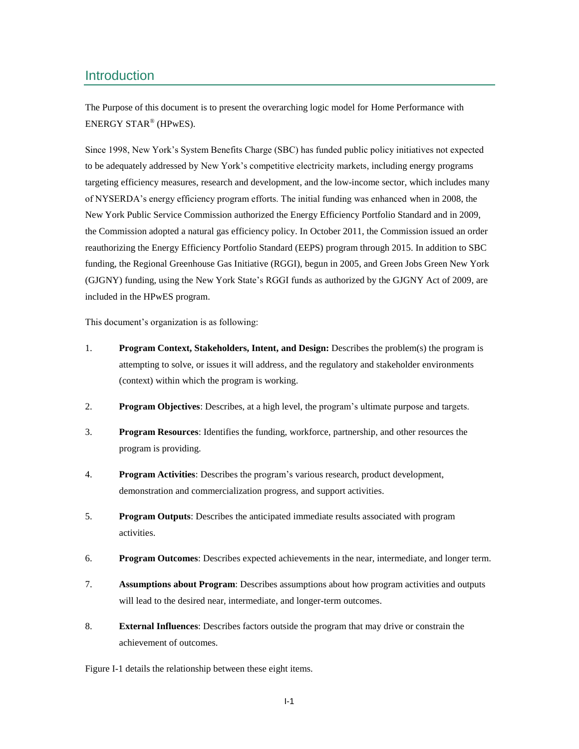# Introduction

The Purpose of this document is to present the overarching logic model for Home Performance with ENERGY STAR® (HPwES).

Since 1998, New York's System Benefits Charge (SBC) has funded public policy initiatives not expected to be adequately addressed by New York's competitive electricity markets, including energy programs targeting efficiency measures, research and development, and the low-income sector, which includes many of NYSERDA's energy efficiency program efforts. The initial funding was enhanced when in 2008, the New York Public Service Commission authorized the Energy Efficiency Portfolio Standard and in 2009, the Commission adopted a natural gas efficiency policy. In October 2011, the Commission issued an order reauthorizing the Energy Efficiency Portfolio Standard (EEPS) program through 2015. In addition to SBC funding, the Regional Greenhouse Gas Initiative (RGGI), begun in 2005, and Green Jobs Green New York (GJGNY) funding, using the New York State's RGGI funds as authorized by the GJGNY Act of 2009, are included in the HPwES program.

This document's organization is as following:

1. **Program Context, Stakeholders, Intent, and Design:** Describes the problem(s) the program is attempting to solve, or issues it will address, and the regulatory and stakeholder environments (context) within which the program is working.
2. **Program Objectives**: Describes, at a high level, the program's ultimate purpose and targets.
3. **Program Resources**: Identifies the funding, workforce, partnership, and other resources the program is providing.
4. **Program Activities**: Describes the program's various research, product development, demonstration and commercialization progress, and support activities.
5. **Program Outputs**: Describes the anticipated immediate results associated with program activities.
6. **Program Outcomes**: Describes expected achievements in the near, intermediate, and longer term.
7. **Assumptions about Program**: Describes assumptions about how program activities and outputs will lead to the desired near, intermediate, and longer-term outcomes.
8. **External Influences**: Describes factors outside the program that may drive or constrain the achievement of outcomes.

Figure I-1 details the relationship between these eight items.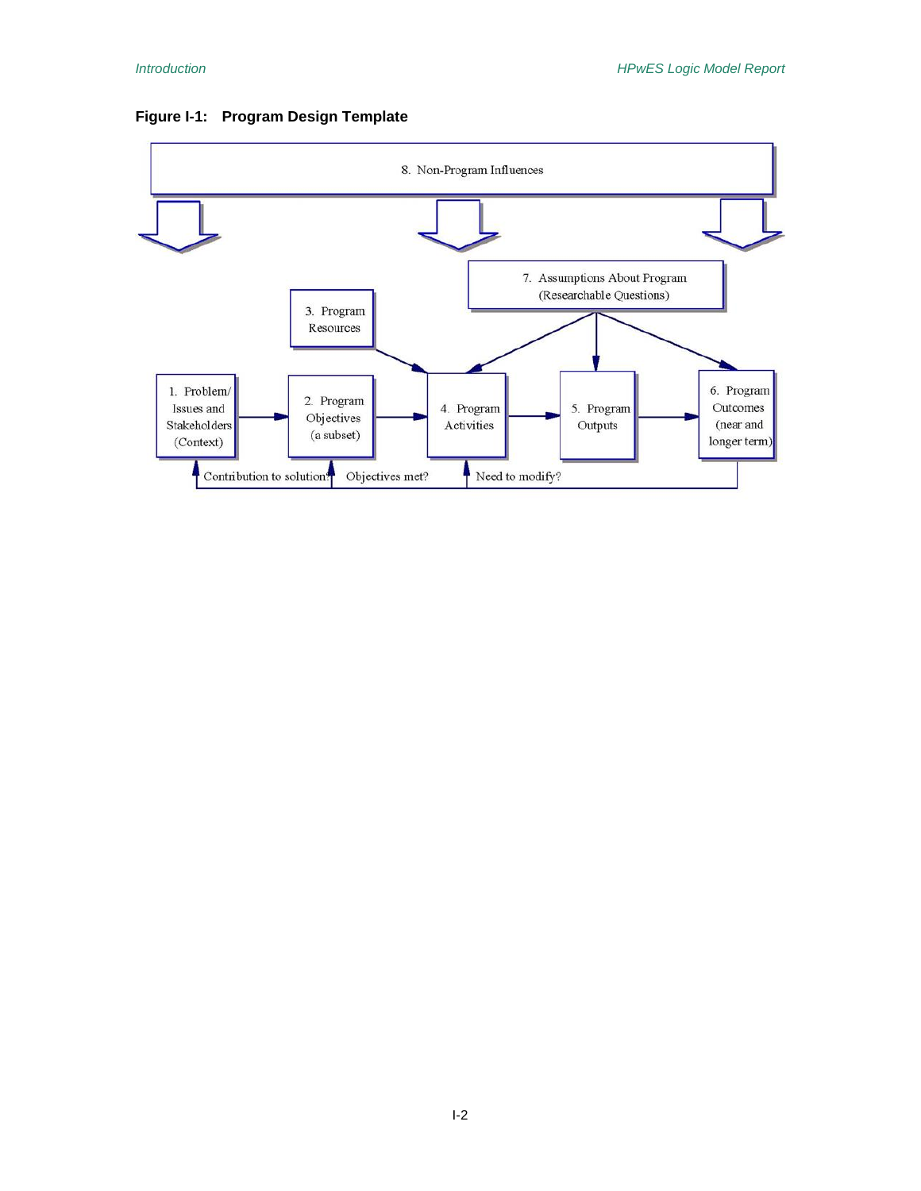**Figure I-1: Program Design Template**

8. Non-Program Influences

7. Assumptions About Program (Researchable Questions)

3. Program Resources

1. Problem/ Issues and Stakeholders (Context)

2. Program Objectives (a subset)

4. Program Activities

5. Program Outputs

6. Program Outcomes (near and longer term)

Contribution to solution? Objectives met? Need to modify?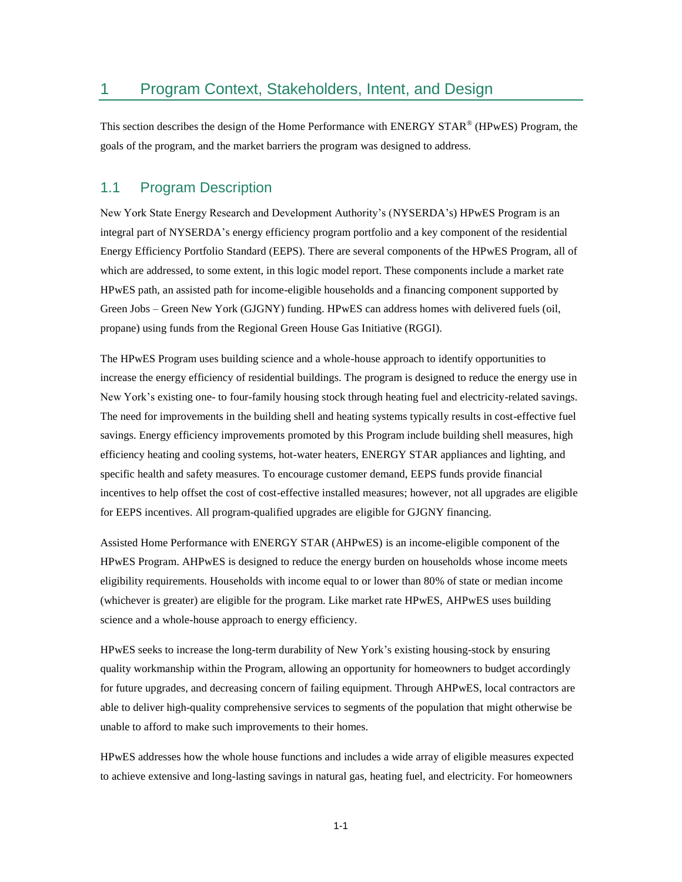# 1 Program Context, Stakeholders, Intent, and Design

This section describes the design of the Home Performance with ENERGY STAR® (HPwES) Program, the goals of the program, and the market barriers the program was designed to address.

## 1.1 Program Description

New York State Energy Research and Development Authority's (NYSERDA's) HPwES Program is an integral part of NYSERDA's energy efficiency program portfolio and a key component of the residential Energy Efficiency Portfolio Standard (EEPS). There are several components of the HPwES Program, all of which are addressed, to some extent, in this logic model report. These components include a market rate HPwES path, an assisted path for income-eligible households and a financing component supported by Green Jobs – Green New York (GJGNY) funding. HPwES can address homes with delivered fuels (oil, propane) using funds from the Regional Green House Gas Initiative (RGGI).

The HPwES Program uses building science and a whole-house approach to identify opportunities to increase the energy efficiency of residential buildings. The program is designed to reduce the energy use in New York's existing one- to four-family housing stock through heating fuel and electricity-related savings. The need for improvements in the building shell and heating systems typically results in cost-effective fuel savings. Energy efficiency improvements promoted by this Program include building shell measures, high efficiency heating and cooling systems, hot-water heaters, ENERGY STAR appliances and lighting, and specific health and safety measures. To encourage customer demand, EEPS funds provide financial incentives to help offset the cost of cost-effective installed measures; however, not all upgrades are eligible for EEPS incentives. All program-qualified upgrades are eligible for GJGNY financing.

Assisted Home Performance with ENERGY STAR (AHPwES) is an income-eligible component of the HPwES Program. AHPwES is designed to reduce the energy burden on households whose income meets eligibility requirements. Households with income equal to or lower than 80% of state or median income (whichever is greater) are eligible for the program. Like market rate HPwES, AHPwES uses building science and a whole-house approach to energy efficiency.

HPwES seeks to increase the long-term durability of New York's existing housing-stock by ensuring quality workmanship within the Program, allowing an opportunity for homeowners to budget accordingly for future upgrades, and decreasing concern of failing equipment. Through AHPwES, local contractors are able to deliver high-quality comprehensive services to segments of the population that might otherwise be unable to afford to make such improvements to their homes.

HPwES addresses how the whole house functions and includes a wide array of eligible measures expected to achieve extensive and long-lasting savings in natural gas, heating fuel, and electricity. For homeowners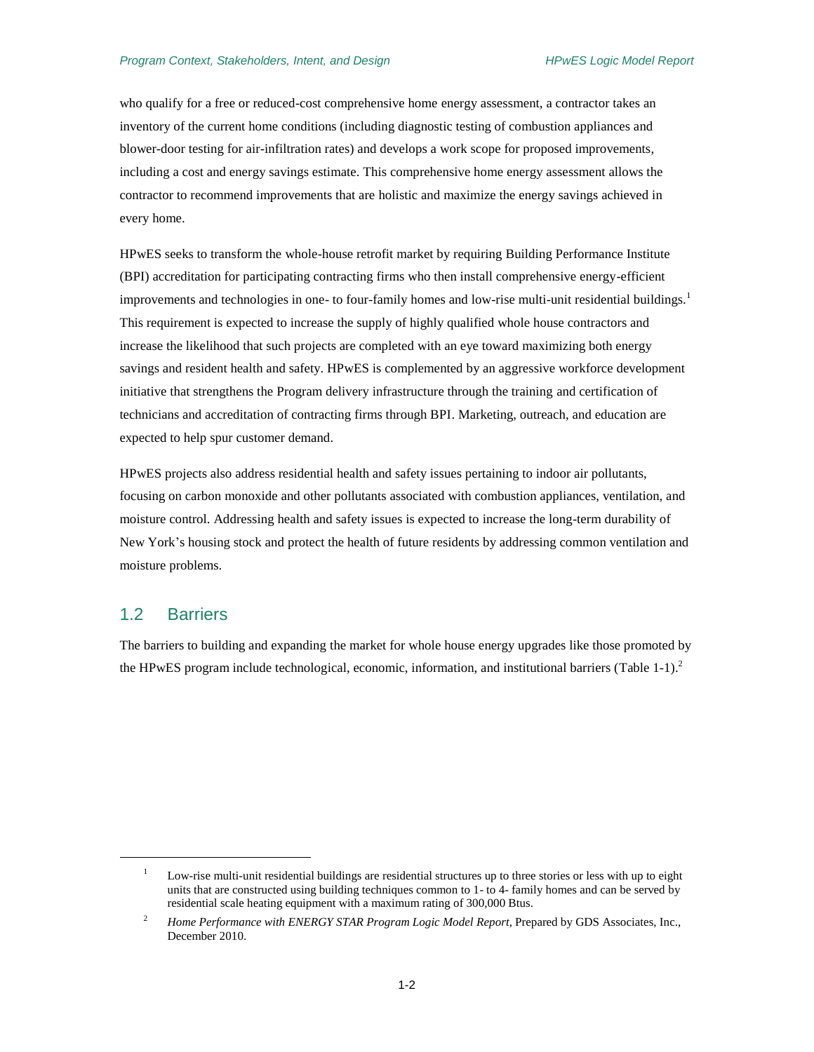who qualify for a free or reduced-cost comprehensive home energy assessment, a contractor takes an inventory of the current home conditions (including diagnostic testing of combustion appliances and blower-door testing for air-infiltration rates) and develops a work scope for proposed improvements, including a cost and energy savings estimate. This comprehensive home energy assessment allows the contractor to recommend improvements that are holistic and maximize the energy savings achieved in every home.

HPwES seeks to transform the whole-house retrofit market by requiring Building Performance Institute (BPI) accreditation for participating contracting firms who then install comprehensive energy-efficient improvements and technologies in one- to four-family homes and low-rise multi-unit residential buildings.[1] This requirement is expected to increase the supply of highly qualified whole house contractors and increase the likelihood that such projects are completed with an eye toward maximizing both energy savings and resident health and safety. HPwES is complemented by an aggressive workforce development initiative that strengthens the Program delivery infrastructure through the training and certification of technicians and accreditation of contracting firms through BPI. Marketing, outreach, and education are expected to help spur customer demand.

HPwES projects also address residential health and safety issues pertaining to indoor air pollutants, focusing on carbon monoxide and other pollutants associated with combustion appliances, ventilation, and moisture control. Addressing health and safety issues is expected to increase the long-term durability of New York's housing stock and protect the health of future residents by addressing common ventilation and moisture problems.

## 1.2 Barriers

The barriers to building and expanding the market for whole house energy upgrades like those promoted by the HPwES program include technological, economic, information, and institutional barriers (Table 1-1).[2]

---

[1] Low-rise multi-unit residential buildings are residential structures up to three stories or less with up to eight units that are constructed using building techniques common to 1- to 4- family homes and can be served by residential scale heating equipment with a maximum rating of 300,000 Btus.

[2] *Home Performance with ENERGY STAR Program Logic Model Report*, Prepared by GDS Associates, Inc., December 2010.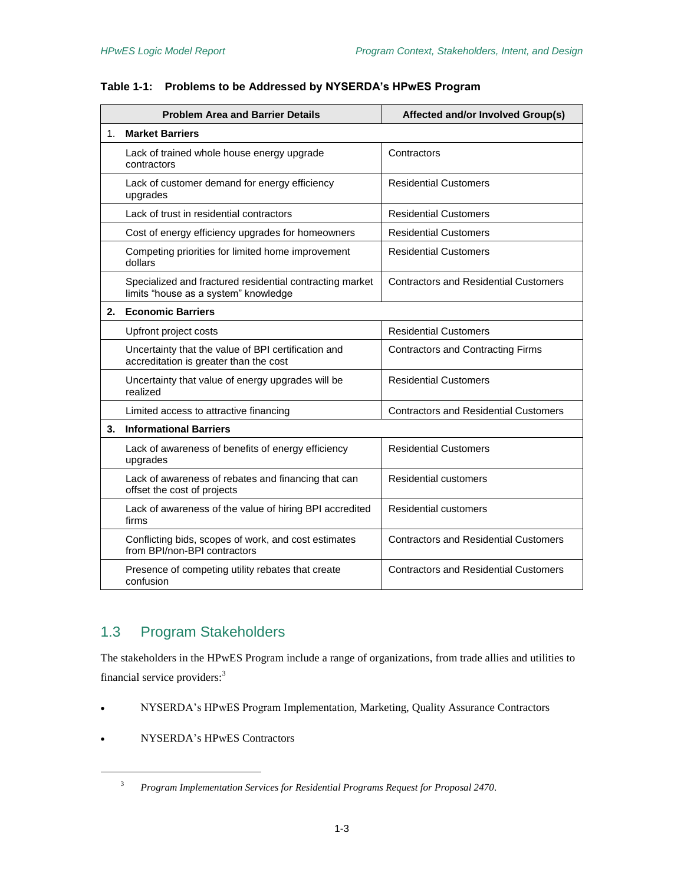**Table 1-1: Problems to be Addressed by NYSERDA's HPwES Program**

| Problem Area and Barrier Details | Affected and/or Involved Group(s) |
|---|---|
| **1. Market Barriers** | |
| Lack of trained whole house energy upgrade contractors | Contractors |
| Lack of customer demand for energy efficiency upgrades | Residential Customers |
| Lack of trust in residential contractors | Residential Customers |
| Cost of energy efficiency upgrades for homeowners | Residential Customers |
| Competing priorities for limited home improvement dollars | Residential Customers |
| Specialized and fractured residential contracting market limits "house as a system" knowledge | Contractors and Residential Customers |
| **2. Economic Barriers** | |
| Upfront project costs | Residential Customers |
| Uncertainty that the value of BPI certification and accreditation is greater than the cost | Contractors and Contracting Firms |
| Uncertainty that value of energy upgrades will be realized | Residential Customers |
| Limited access to attractive financing | Contractors and Residential Customers |
| **3. Informational Barriers** | |
| Lack of awareness of benefits of energy efficiency upgrades | Residential Customers |
| Lack of awareness of rebates and financing that can offset the cost of projects | Residential customers |
| Lack of awareness of the value of hiring BPI accredited firms | Residential customers |
| Conflicting bids, scopes of work, and cost estimates from BPI/non-BPI contractors | Contractors and Residential Customers |
| Presence of competing utility rebates that create confusion | Contractors and Residential Customers |

## 1.3 Program Stakeholders

The stakeholders in the HPwES Program include a range of organizations, from trade allies and utilities to financial service providers:[3]

- NYSERDA's HPwES Program Implementation, Marketing, Quality Assurance Contractors
- NYSERDA's HPwES Contractors

[3] *Program Implementation Services for Residential Programs Request for Proposal 2470*.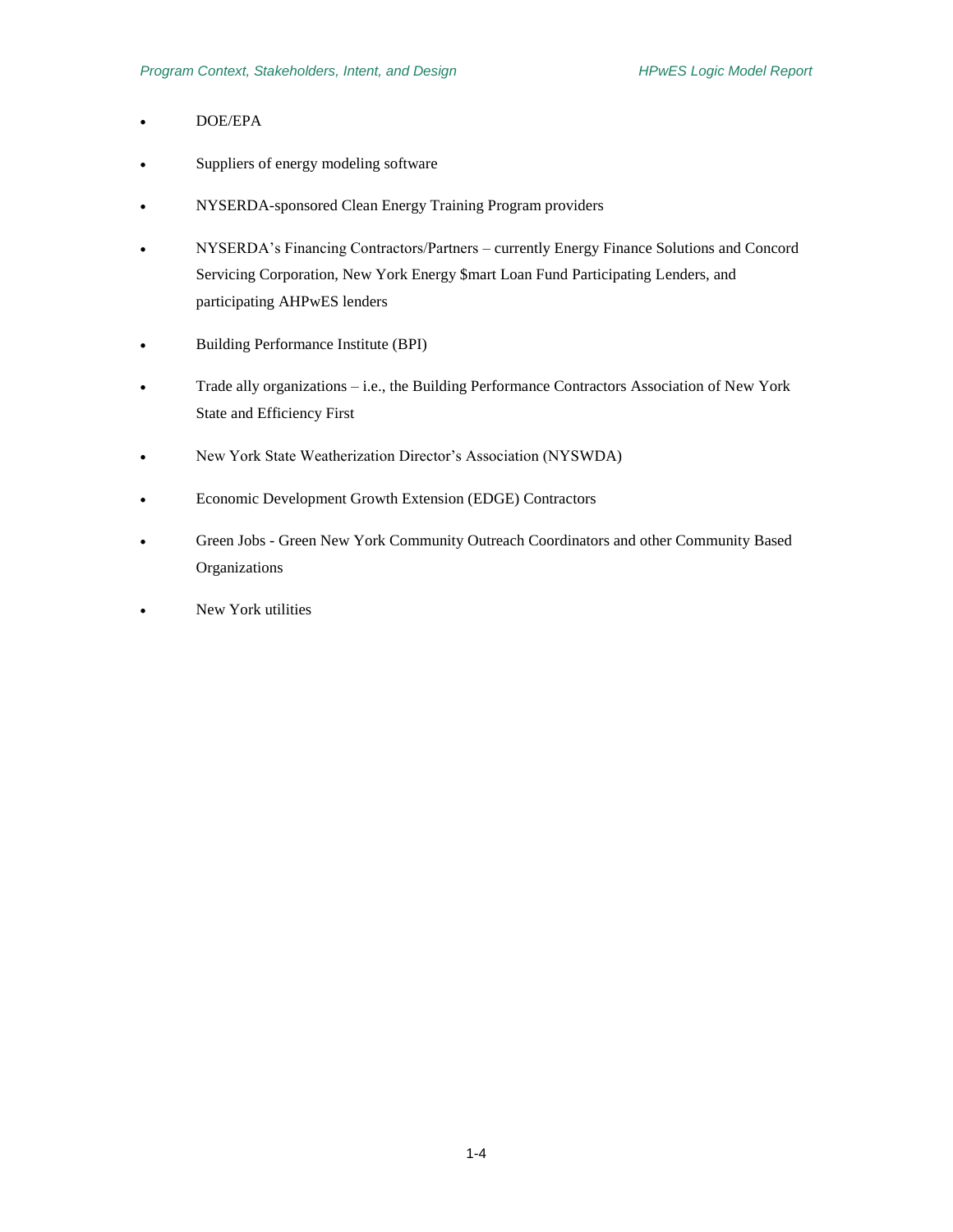- DOE/EPA
- Suppliers of energy modeling software
- NYSERDA-sponsored Clean Energy Training Program providers
- NYSERDA's Financing Contractors/Partners – currently Energy Finance Solutions and Concord Servicing Corporation, New York Energy $mart Loan Fund Participating Lenders, and participating AHPwES lenders
- Building Performance Institute (BPI)
- Trade ally organizations – i.e., the Building Performance Contractors Association of New York State and Efficiency First
- New York State Weatherization Director's Association (NYSWDA)
- Economic Development Growth Extension (EDGE) Contractors
- Green Jobs - Green New York Community Outreach Coordinators and other Community Based Organizations
- New York utilities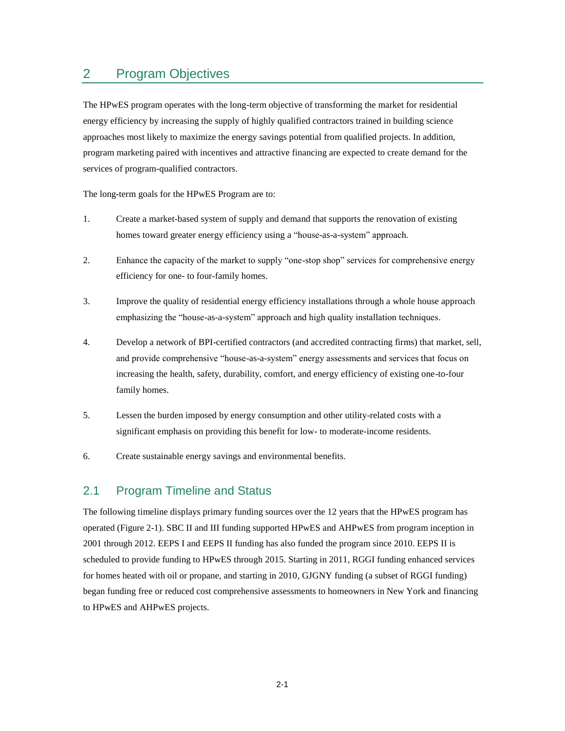# 2 Program Objectives

The HPwES program operates with the long-term objective of transforming the market for residential energy efficiency by increasing the supply of highly qualified contractors trained in building science approaches most likely to maximize the energy savings potential from qualified projects. In addition, program marketing paired with incentives and attractive financing are expected to create demand for the services of program-qualified contractors.

The long-term goals for the HPwES Program are to:

1. Create a market-based system of supply and demand that supports the renovation of existing homes toward greater energy efficiency using a "house-as-a-system" approach.
2. Enhance the capacity of the market to supply "one-stop shop" services for comprehensive energy efficiency for one- to four-family homes.
3. Improve the quality of residential energy efficiency installations through a whole house approach emphasizing the "house-as-a-system" approach and high quality installation techniques.
4. Develop a network of BPI-certified contractors (and accredited contracting firms) that market, sell, and provide comprehensive "house-as-a-system" energy assessments and services that focus on increasing the health, safety, durability, comfort, and energy efficiency of existing one-to-four family homes.
5. Lessen the burden imposed by energy consumption and other utility-related costs with a significant emphasis on providing this benefit for low- to moderate-income residents.
6. Create sustainable energy savings and environmental benefits.

## 2.1 Program Timeline and Status

The following timeline displays primary funding sources over the 12 years that the HPwES program has operated (Figure 2-1). SBC II and III funding supported HPwES and AHPwES from program inception in 2001 through 2012. EEPS I and EEPS II funding has also funded the program since 2010. EEPS II is scheduled to provide funding to HPwES through 2015. Starting in 2011, RGGI funding enhanced services for homes heated with oil or propane, and starting in 2010, GJGNY funding (a subset of RGGI funding) began funding free or reduced cost comprehensive assessments to homeowners in New York and financing to HPwES and AHPwES projects.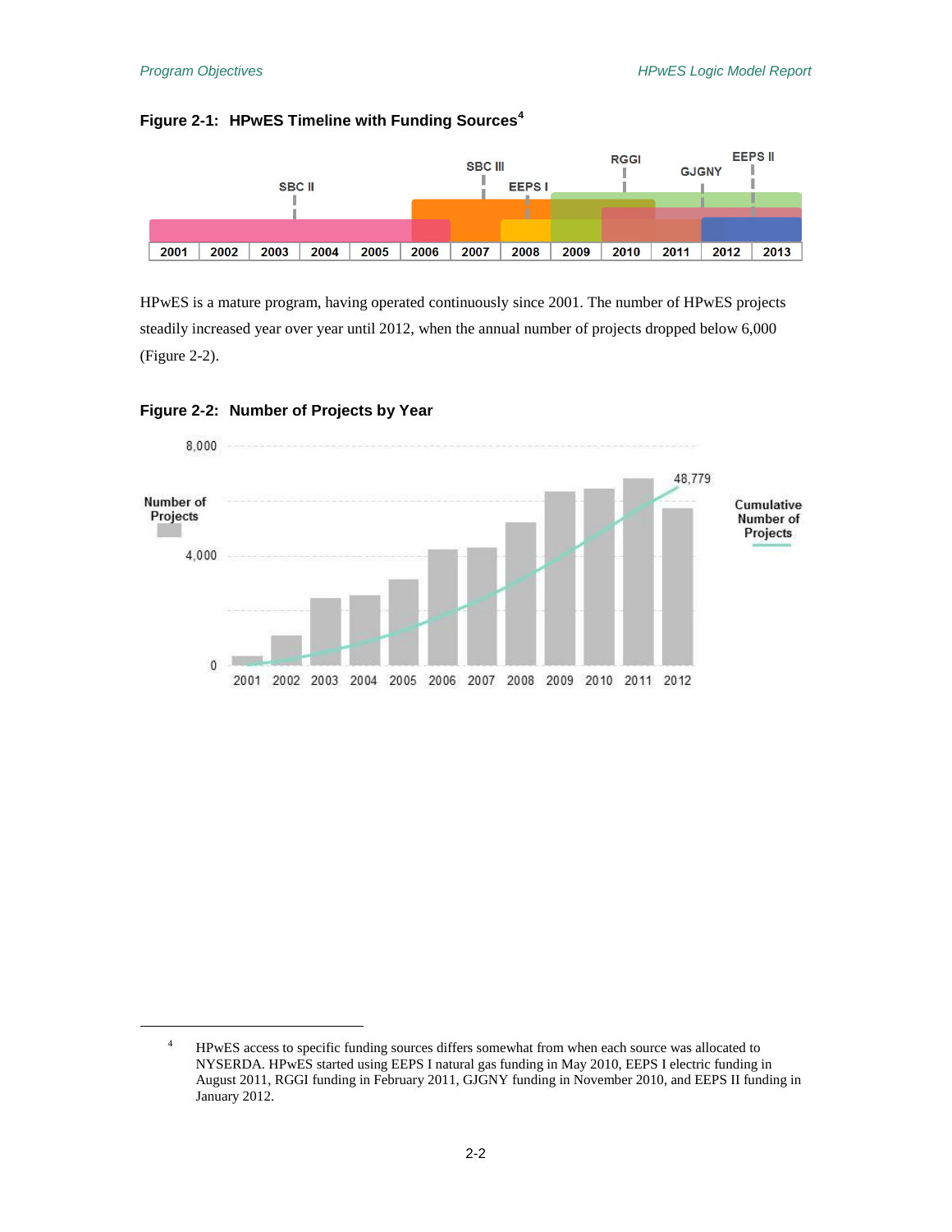**Figure 2-1: HPwES Timeline with Funding Sources**[4]

HPwES is a mature program, having operated continuously since 2001. The number of HPwES projects steadily increased year over year until 2012, when the annual number of projects dropped below 6,000 (Figure 2-2).

**Figure 2-2: Number of Projects by Year**

---

[4] HPwES access to specific funding sources differs somewhat from when each source was allocated to NYSERDA. HPwES started using EEPS I natural gas funding in May 2010, EEPS I electric funding in August 2011, RGGI funding in February 2011, GJGNY funding in November 2010, and EEPS II funding in January 2012.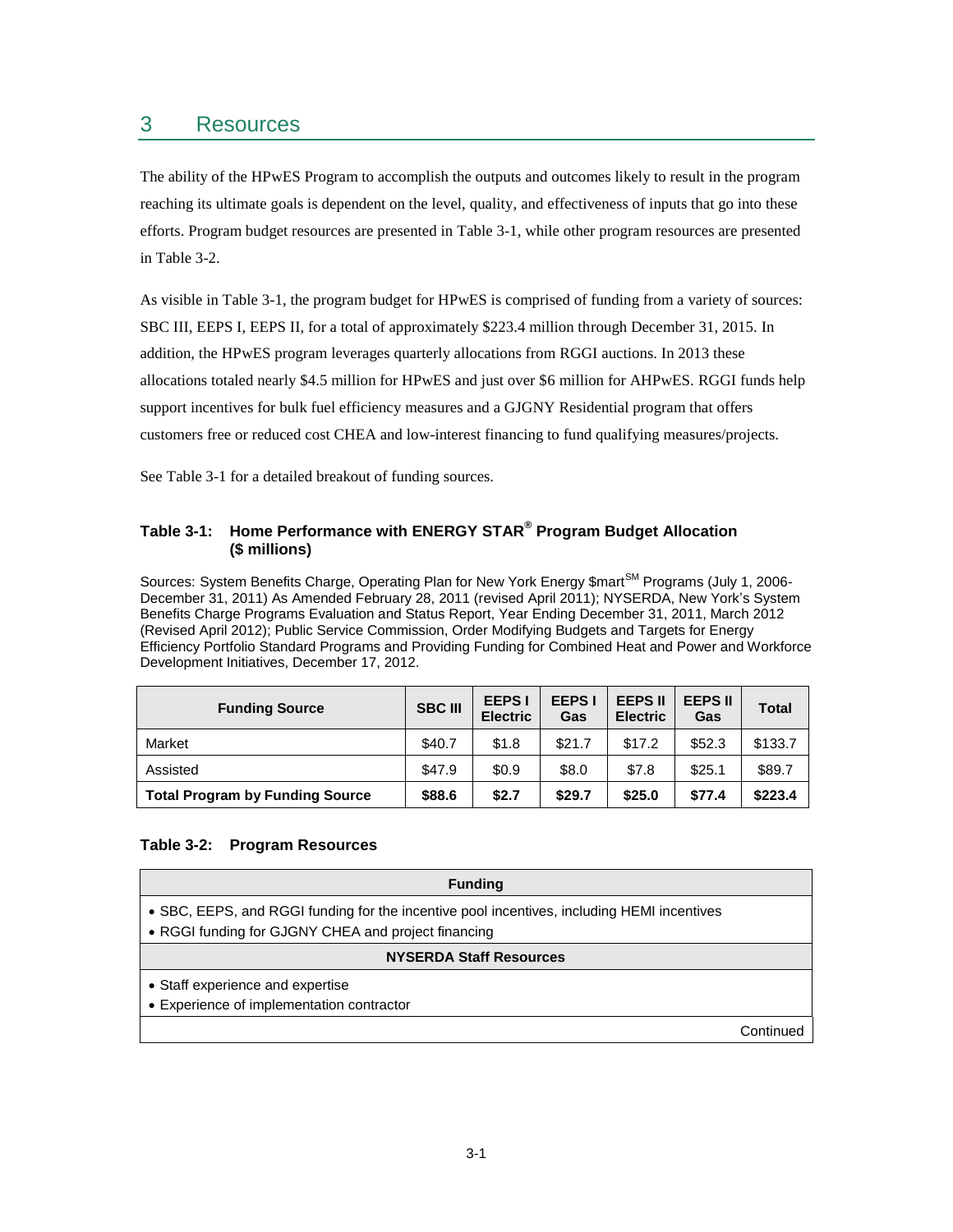# 3 Resources

The ability of the HPwES Program to accomplish the outputs and outcomes likely to result in the program reaching its ultimate goals is dependent on the level, quality, and effectiveness of inputs that go into these efforts. Program budget resources are presented in Table 3-1, while other program resources are presented in Table 3-2.

As visible in Table 3-1, the program budget for HPwES is comprised of funding from a variety of sources: SBC III, EEPS I, EEPS II, for a total of approximately $223.4 million through December 31, 2015. In addition, the HPwES program leverages quarterly allocations from RGGI auctions. In 2013 these allocations totaled nearly $4.5 million for HPwES and just over $6 million for AHPwES. RGGI funds help support incentives for bulk fuel efficiency measures and a GJGNY Residential program that offers customers free or reduced cost CHEA and low-interest financing to fund qualifying measures/projects.

See Table 3-1 for a detailed breakout of funding sources.

**Table 3-1: Home Performance with ENERGY STAR® Program Budget Allocation ($ millions)**

Sources: System Benefits Charge, Operating Plan for New York Energy $martSM Programs (July 1, 2006-December 31, 2011) As Amended February 28, 2011 (revised April 2011); NYSERDA, New York's System Benefits Charge Programs Evaluation and Status Report, Year Ending December 31, 2011, March 2012 (Revised April 2012); Public Service Commission, Order Modifying Budgets and Targets for Energy Efficiency Portfolio Standard Programs and Providing Funding for Combined Heat and Power and Workforce Development Initiatives, December 17, 2012.

| Funding Source | SBC III | EEPS I Electric | EEPS I Gas | EEPS II Electric | EEPS II Gas | Total |
|---|---|---|---|---|---|---|
| Market | $40.7 | $1.8 | $21.7 | $17.2 | $52.3 | $133.7 |
| Assisted | $47.9 | $0.9 | $8.0 | $7.8 | $25.1 | $89.7 |
| **Total Program by Funding Source** | **$88.6** | **$2.7** | **$29.7** | **$25.0** | **$77.4** | **$223.4** |

**Table 3-2: Program Resources**

| Funding |
|---|
| • SBC, EEPS, and RGGI funding for the incentive pool incentives, including HEMI incentives<br>• RGGI funding for GJGNY CHEA and project financing |
| **NYSERDA Staff Resources** |
| • Staff experience and expertise<br>• Experience of implementation contractor |
| Continued |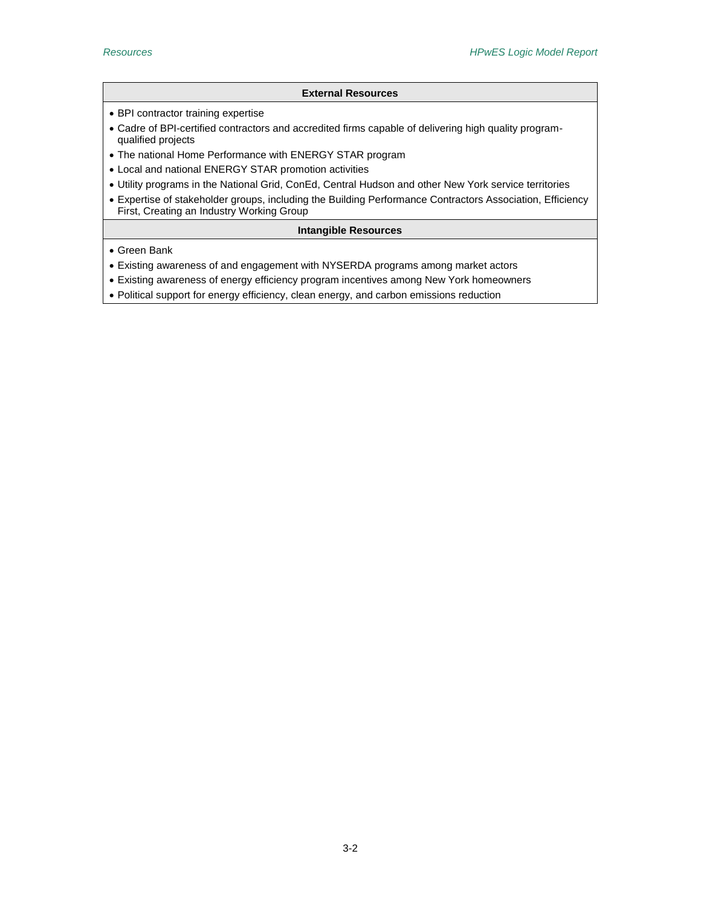| External Resources |
| --- |
| • BPI contractor training expertise<br>• Cadre of BPI-certified contractors and accredited firms capable of delivering high quality program-qualified projects<br>• The national Home Performance with ENERGY STAR program<br>• Local and national ENERGY STAR promotion activities<br>• Utility programs in the National Grid, ConEd, Central Hudson and other New York service territories<br>• Expertise of stakeholder groups, including the Building Performance Contractors Association, Efficiency First, Creating an Industry Working Group |
| **Intangible Resources** |
| • Green Bank<br>• Existing awareness of and engagement with NYSERDA programs among market actors<br>• Existing awareness of energy efficiency program incentives among New York homeowners<br>• Political support for energy efficiency, clean energy, and carbon emissions reduction |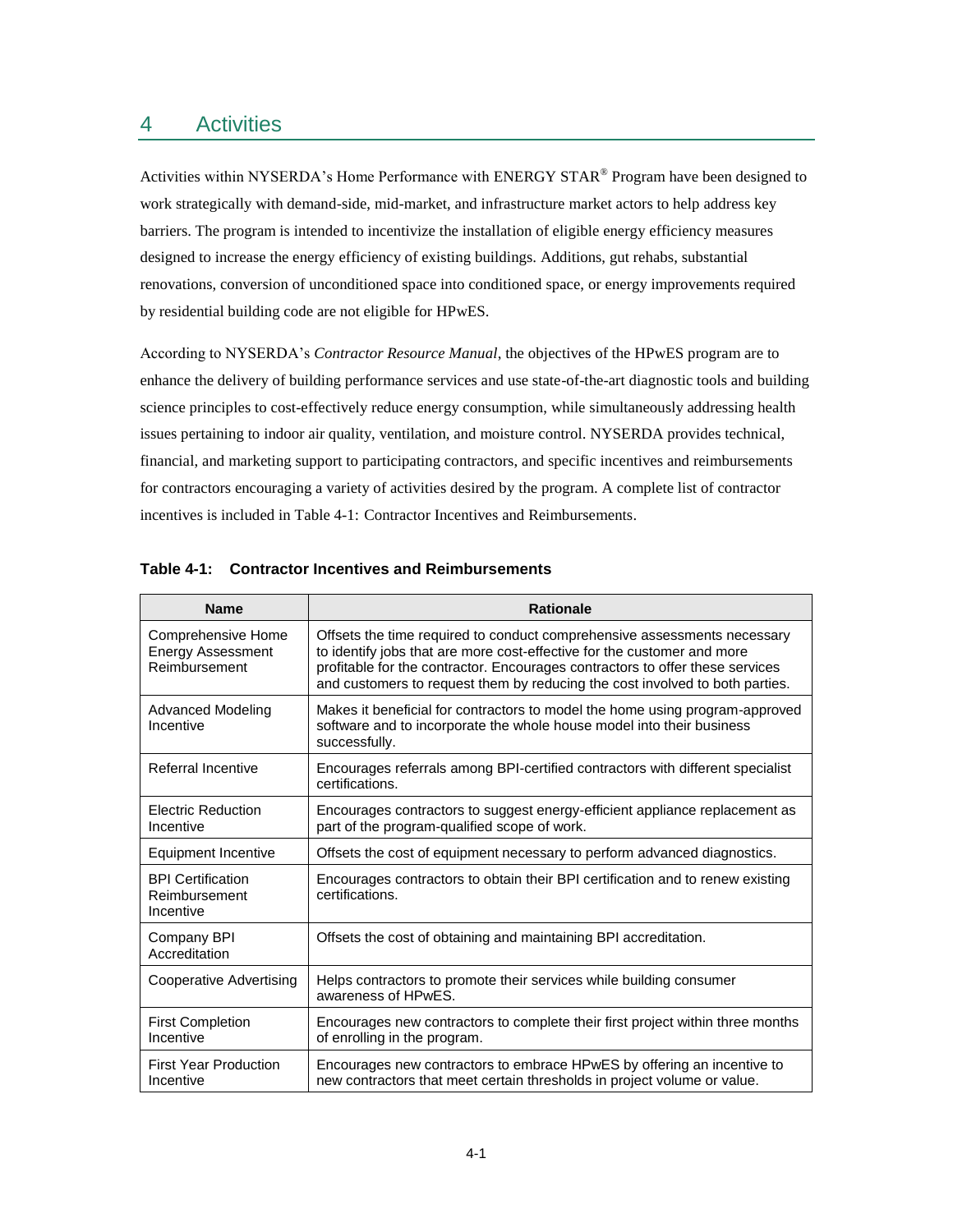# 4 Activities

Activities within NYSERDA's Home Performance with ENERGY STAR® Program have been designed to work strategically with demand-side, mid-market, and infrastructure market actors to help address key barriers. The program is intended to incentivize the installation of eligible energy efficiency measures designed to increase the energy efficiency of existing buildings. Additions, gut rehabs, substantial renovations, conversion of unconditioned space into conditioned space, or energy improvements required by residential building code are not eligible for HPwES.

According to NYSERDA's *Contractor Resource Manual*, the objectives of the HPwES program are to enhance the delivery of building performance services and use state-of-the-art diagnostic tools and building science principles to cost-effectively reduce energy consumption, while simultaneously addressing health issues pertaining to indoor air quality, ventilation, and moisture control. NYSERDA provides technical, financial, and marketing support to participating contractors, and specific incentives and reimbursements for contractors encouraging a variety of activities desired by the program. A complete list of contractor incentives is included in Table 4-1: Contractor Incentives and Reimbursements.

**Table 4-1: Contractor Incentives and Reimbursements**

| Name | Rationale |
|---|---|
| Comprehensive Home Energy Assessment Reimbursement | Offsets the time required to conduct comprehensive assessments necessary to identify jobs that are more cost-effective for the customer and more profitable for the contractor. Encourages contractors to offer these services and customers to request them by reducing the cost involved to both parties. |
| Advanced Modeling Incentive | Makes it beneficial for contractors to model the home using program-approved software and to incorporate the whole house model into their business successfully. |
| Referral Incentive | Encourages referrals among BPI-certified contractors with different specialist certifications. |
| Electric Reduction Incentive | Encourages contractors to suggest energy-efficient appliance replacement as part of the program-qualified scope of work. |
| Equipment Incentive | Offsets the cost of equipment necessary to perform advanced diagnostics. |
| BPI Certification Reimbursement Incentive | Encourages contractors to obtain their BPI certification and to renew existing certifications. |
| Company BPI Accreditation | Offsets the cost of obtaining and maintaining BPI accreditation. |
| Cooperative Advertising | Helps contractors to promote their services while building consumer awareness of HPwES. |
| First Completion Incentive | Encourages new contractors to complete their first project within three months of enrolling in the program. |
| First Year Production Incentive | Encourages new contractors to embrace HPwES by offering an incentive to new contractors that meet certain thresholds in project volume or value. |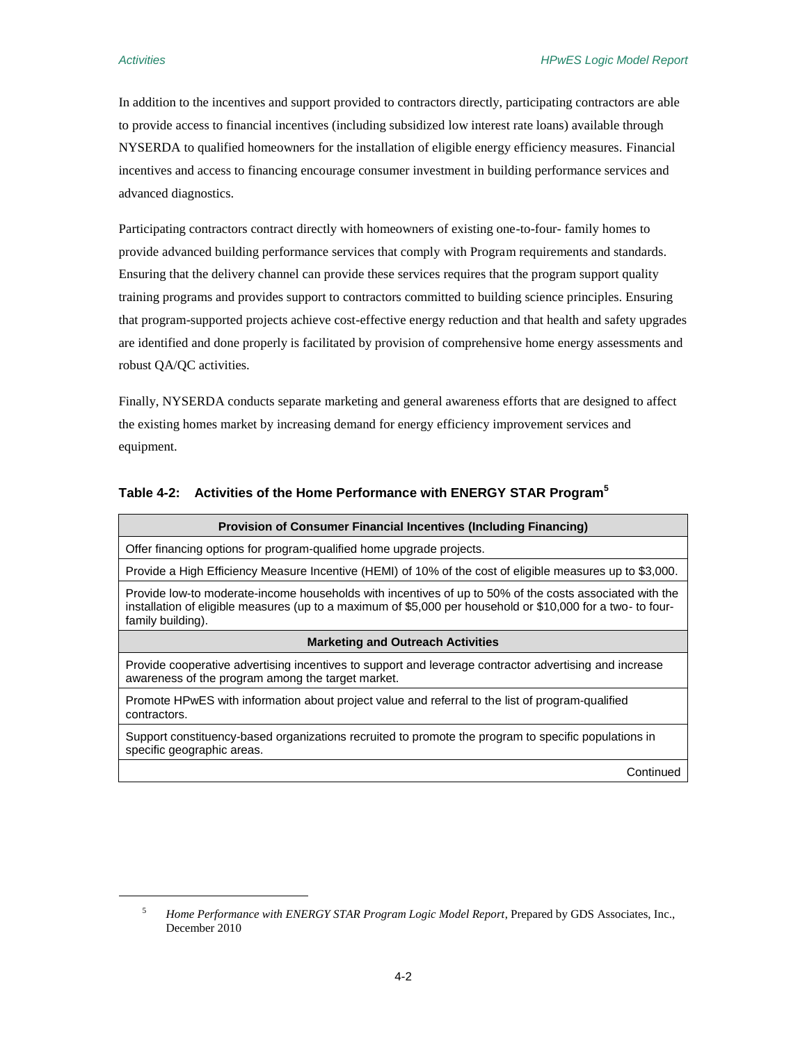In addition to the incentives and support provided to contractors directly, participating contractors are able to provide access to financial incentives (including subsidized low interest rate loans) available through NYSERDA to qualified homeowners for the installation of eligible energy efficiency measures. Financial incentives and access to financing encourage consumer investment in building performance services and advanced diagnostics.

Participating contractors contract directly with homeowners of existing one-to-four- family homes to provide advanced building performance services that comply with Program requirements and standards. Ensuring that the delivery channel can provide these services requires that the program support quality training programs and provides support to contractors committed to building science principles. Ensuring that program-supported projects achieve cost-effective energy reduction and that health and safety upgrades are identified and done properly is facilitated by provision of comprehensive home energy assessments and robust QA/QC activities.

Finally, NYSERDA conducts separate marketing and general awareness efforts that are designed to affect the existing homes market by increasing demand for energy efficiency improvement services and equipment.

**Table 4-2: Activities of the Home Performance with ENERGY STAR Program[5]**

| **Provision of Consumer Financial Incentives (Including Financing)** |
|---|
| Offer financing options for program-qualified home upgrade projects. |
| Provide a High Efficiency Measure Incentive (HEMI) of 10% of the cost of eligible measures up to $3,000. |
| Provide low-to moderate-income households with incentives of up to 50% of the costs associated with the installation of eligible measures (up to a maximum of $5,000 per household or $10,000 for a two- to four-family building). |
| **Marketing and Outreach Activities** |
| Provide cooperative advertising incentives to support and leverage contractor advertising and increase awareness of the program among the target market. |
| Promote HPwES with information about project value and referral to the list of program-qualified contractors. |
| Support constituency-based organizations recruited to promote the program to specific populations in specific geographic areas. |
| Continued |

[5] *Home Performance with ENERGY STAR Program Logic Model Report*, Prepared by GDS Associates, Inc., December 2010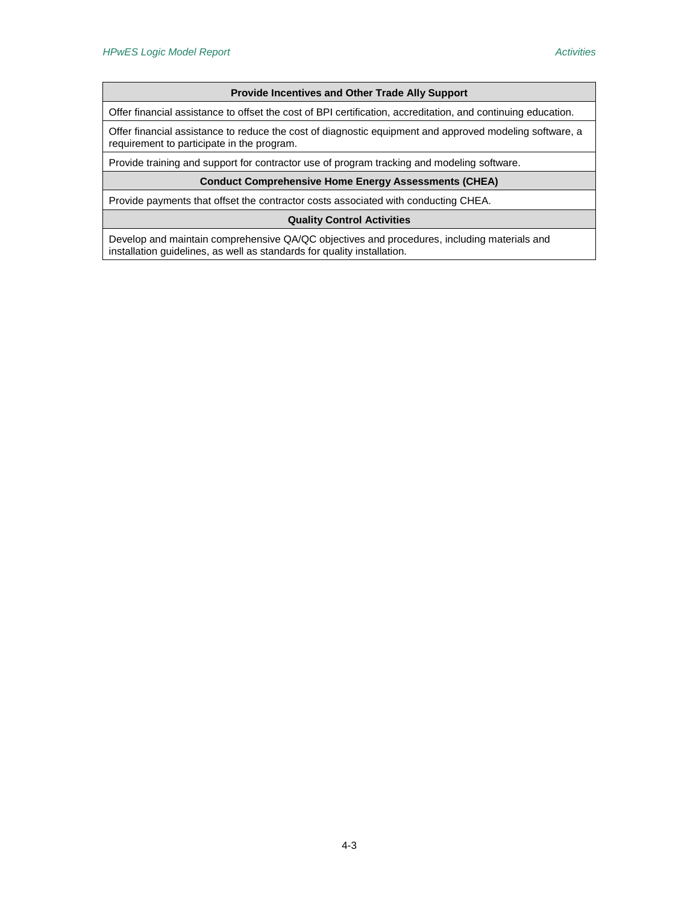| Provide Incentives and Other Trade Ally Support |
| --- |
| Offer financial assistance to offset the cost of BPI certification, accreditation, and continuing education. |
| Offer financial assistance to reduce the cost of diagnostic equipment and approved modeling software, a requirement to participate in the program. |
| Provide training and support for contractor use of program tracking and modeling software. |
| **Conduct Comprehensive Home Energy Assessments (CHEA)** |
| Provide payments that offset the contractor costs associated with conducting CHEA. |
| **Quality Control Activities** |
| Develop and maintain comprehensive QA/QC objectives and procedures, including materials and installation guidelines, as well as standards for quality installation. |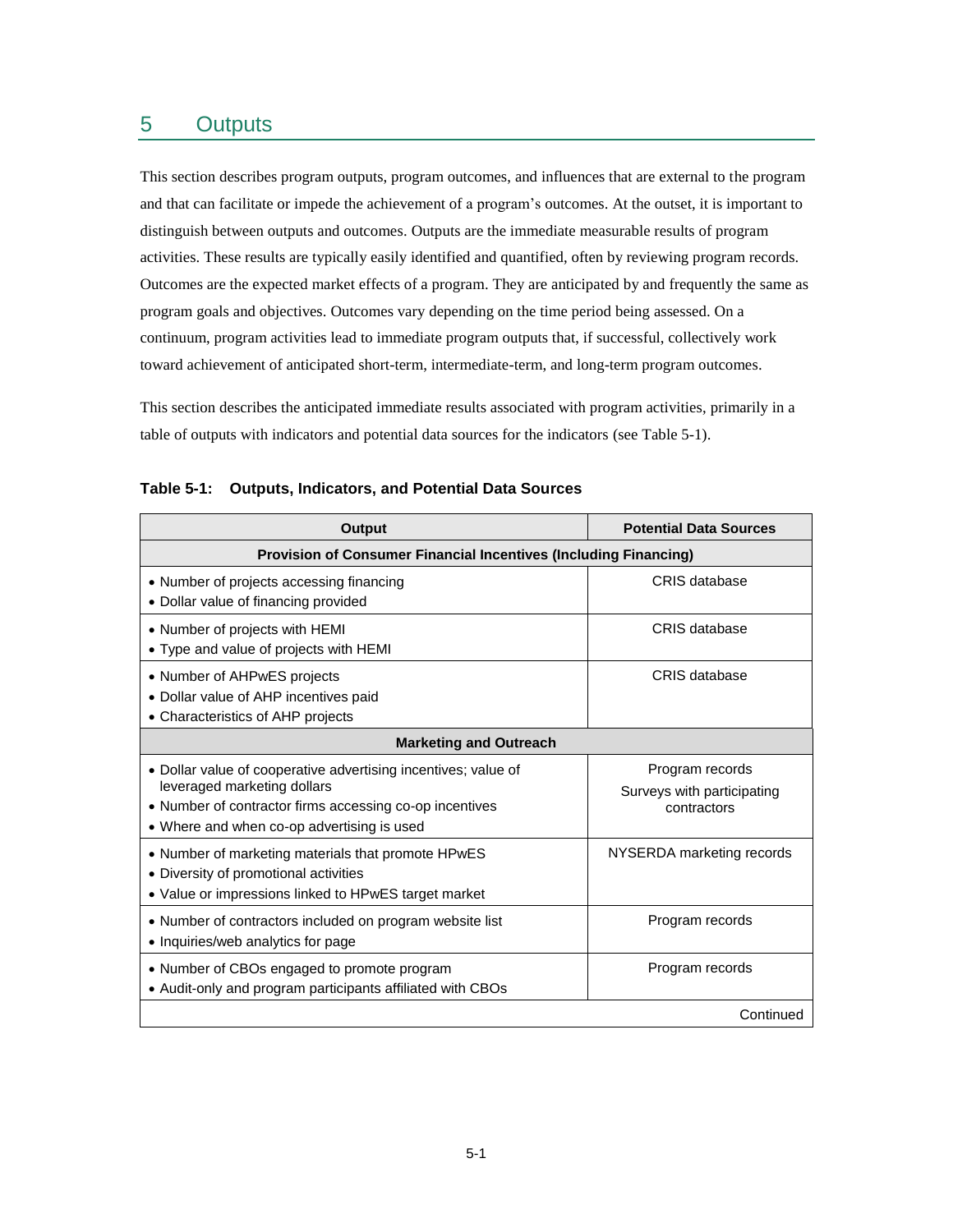# 5 Outputs

This section describes program outputs, program outcomes, and influences that are external to the program and that can facilitate or impede the achievement of a program's outcomes. At the outset, it is important to distinguish between outputs and outcomes. Outputs are the immediate measurable results of program activities. These results are typically easily identified and quantified, often by reviewing program records. Outcomes are the expected market effects of a program. They are anticipated by and frequently the same as program goals and objectives. Outcomes vary depending on the time period being assessed. On a continuum, program activities lead to immediate program outputs that, if successful, collectively work toward achievement of anticipated short-term, intermediate-term, and long-term program outcomes.

This section describes the anticipated immediate results associated with program activities, primarily in a table of outputs with indicators and potential data sources for the indicators (see Table 5-1).

**Table 5-1: Outputs, Indicators, and Potential Data Sources**

| Output | Potential Data Sources |
|---|---|
| **Provision of Consumer Financial Incentives (Including Financing)** | |
| • Number of projects accessing financing<br>• Dollar value of financing provided | CRIS database |
| • Number of projects with HEMI<br>• Type and value of projects with HEMI | CRIS database |
| • Number of AHPwES projects<br>• Dollar value of AHP incentives paid<br>• Characteristics of AHP projects | CRIS database |
| **Marketing and Outreach** | |
| • Dollar value of cooperative advertising incentives; value of leveraged marketing dollars<br>• Number of contractor firms accessing co-op incentives<br>• Where and when co-op advertising is used | Program records<br>Surveys with participating contractors |
| • Number of marketing materials that promote HPwES<br>• Diversity of promotional activities<br>• Value or impressions linked to HPwES target market | NYSERDA marketing records |
| • Number of contractors included on program website list<br>• Inquiries/web analytics for page | Program records |
| • Number of CBOs engaged to promote program<br>• Audit-only and program participants affiliated with CBOs | Program records |
| Continued | |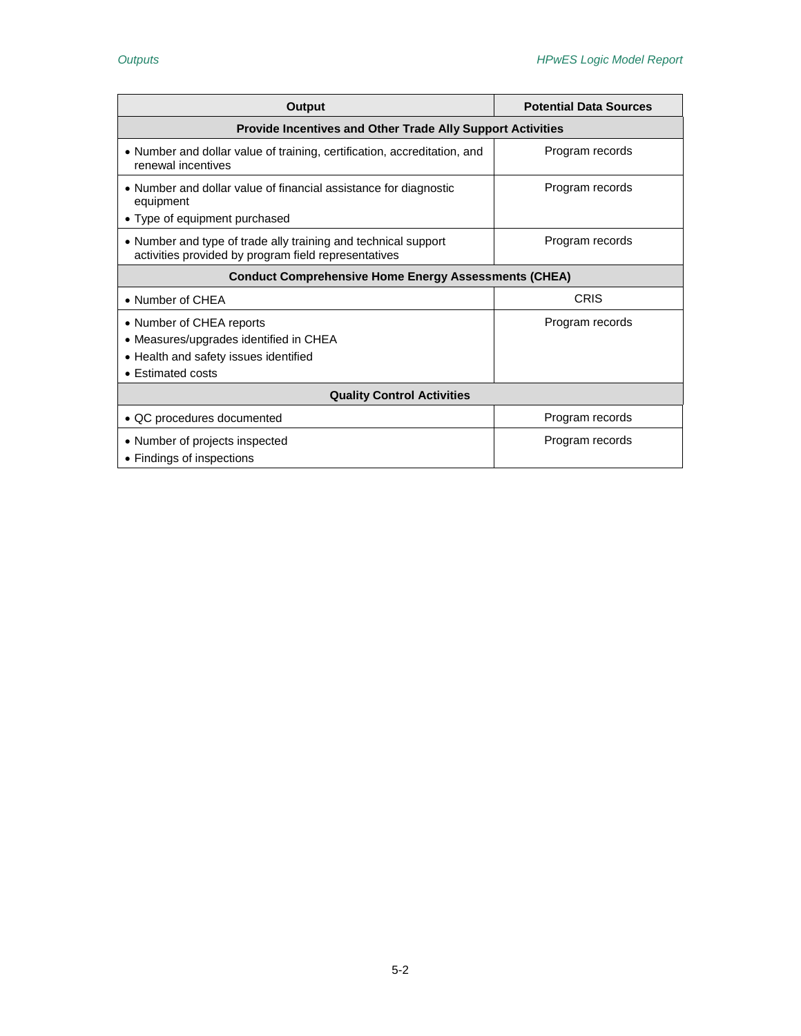| Output | Potential Data Sources |
|---|---|
| **Provide Incentives and Other Trade Ally Support Activities** | |
| • Number and dollar value of training, certification, accreditation, and renewal incentives | Program records |
| • Number and dollar value of financial assistance for diagnostic equipment<br>• Type of equipment purchased | Program records |
| • Number and type of trade ally training and technical support activities provided by program field representatives | Program records |
| **Conduct Comprehensive Home Energy Assessments (CHEA)** | |
| • Number of CHEA | CRIS |
| • Number of CHEA reports<br>• Measures/upgrades identified in CHEA<br>• Health and safety issues identified<br>• Estimated costs | Program records |
| **Quality Control Activities** | |
| • QC procedures documented | Program records |
| • Number of projects inspected<br>• Findings of inspections | Program records |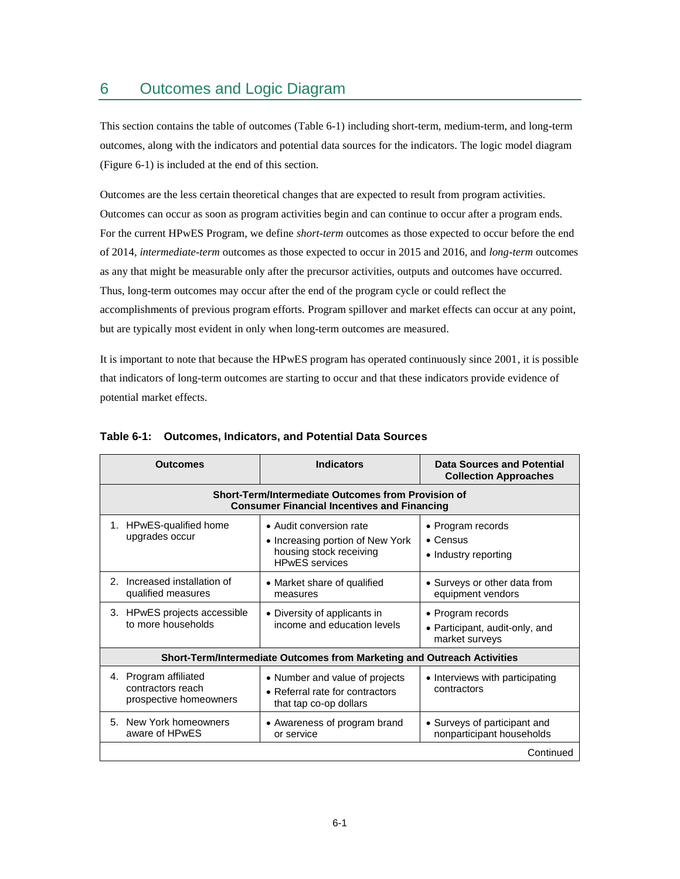# 6 Outcomes and Logic Diagram

This section contains the table of outcomes (Table 6-1) including short-term, medium-term, and long-term outcomes, along with the indicators and potential data sources for the indicators. The logic model diagram (Figure 6-1) is included at the end of this section.

Outcomes are the less certain theoretical changes that are expected to result from program activities. Outcomes can occur as soon as program activities begin and can continue to occur after a program ends. For the current HPwES Program, we define *short-term* outcomes as those expected to occur before the end of 2014, *intermediate-term* outcomes as those expected to occur in 2015 and 2016, and *long-term* outcomes as any that might be measurable only after the precursor activities, outputs and outcomes have occurred. Thus, long-term outcomes may occur after the end of the program cycle or could reflect the accomplishments of previous program efforts. Program spillover and market effects can occur at any point, but are typically most evident in only when long-term outcomes are measured.

It is important to note that because the HPwES program has operated continuously since 2001, it is possible that indicators of long-term outcomes are starting to occur and that these indicators provide evidence of potential market effects.

**Table 6-1: Outcomes, Indicators, and Potential Data Sources**

| Outcomes | Indicators | Data Sources and Potential Collection Approaches |
|---|---|---|
| **Short-Term/Intermediate Outcomes from Provision of Consumer Financial Incentives and Financing** | | |
| 1. HPwES-qualified home upgrades occur | • Audit conversion rate<br>• Increasing portion of New York housing stock receiving HPwES services | • Program records<br>• Census<br>• Industry reporting |
| 2. Increased installation of qualified measures | • Market share of qualified measures | • Surveys or other data from equipment vendors |
| 3. HPwES projects accessible to more households | • Diversity of applicants in income and education levels | • Program records<br>• Participant, audit-only, and market surveys |
| **Short-Term/Intermediate Outcomes from Marketing and Outreach Activities** | | |
| 4. Program affiliated contractors reach prospective homeowners | • Number and value of projects<br>• Referral rate for contractors that tap co-op dollars | • Interviews with participating contractors |
| 5. New York homeowners aware of HPwES | • Awareness of program brand or service | • Surveys of participant and nonparticipant households |
| | | Continued |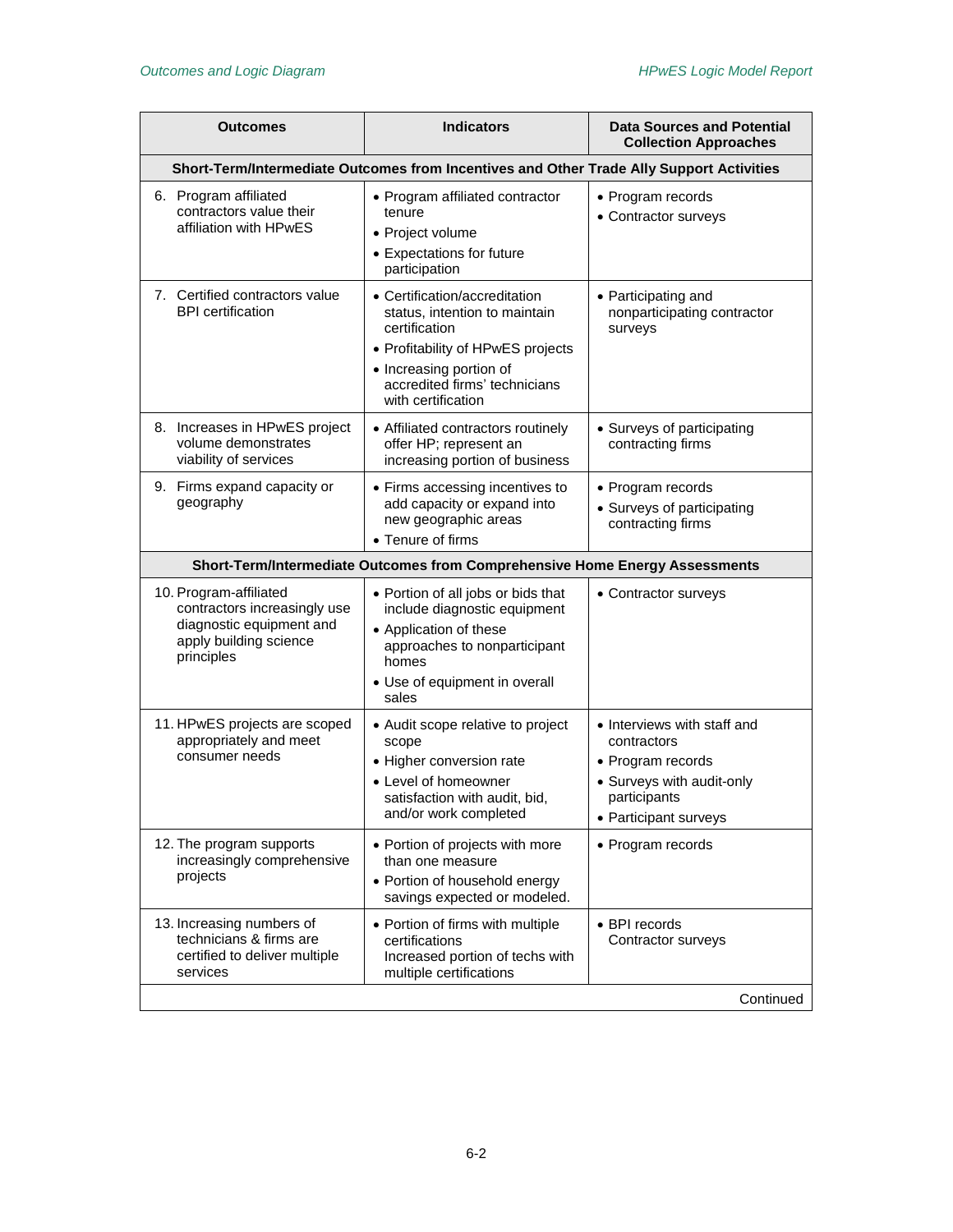| Outcomes | Indicators | Data Sources and Potential Collection Approaches |
|---|---|---|
| **Short-Term/Intermediate Outcomes from Incentives and Other Trade Ally Support Activities** | | |
| 6. Program affiliated contractors value their affiliation with HPwES | • Program affiliated contractor tenure<br>• Project volume<br>• Expectations for future participation | • Program records<br>• Contractor surveys |
| 7. Certified contractors value BPI certification | • Certification/accreditation status, intention to maintain certification<br>• Profitability of HPwES projects<br>• Increasing portion of accredited firms' technicians with certification | • Participating and nonparticipating contractor surveys |
| 8. Increases in HPwES project volume demonstrates viability of services | • Affiliated contractors routinely offer HP; represent an increasing portion of business | • Surveys of participating contracting firms |
| 9. Firms expand capacity or geography | • Firms accessing incentives to add capacity or expand into new geographic areas<br>• Tenure of firms | • Program records<br>• Surveys of participating contracting firms |
| **Short-Term/Intermediate Outcomes from Comprehensive Home Energy Assessments** | | |
| 10. Program-affiliated contractors increasingly use diagnostic equipment and apply building science principles | • Portion of all jobs or bids that include diagnostic equipment<br>• Application of these approaches to nonparticipant homes<br>• Use of equipment in overall sales | • Contractor surveys |
| 11. HPwES projects are scoped appropriately and meet consumer needs | • Audit scope relative to project scope<br>• Higher conversion rate<br>• Level of homeowner satisfaction with audit, bid, and/or work completed | • Interviews with staff and contractors<br>• Program records<br>• Surveys with audit-only participants<br>• Participant surveys |
| 12. The program supports increasingly comprehensive projects | • Portion of projects with more than one measure<br>• Portion of household energy savings expected or modeled. | • Program records |
| 13. Increasing numbers of technicians & firms are certified to deliver multiple services | • Portion of firms with multiple certifications<br>Increased portion of techs with multiple certifications | • BPI records<br>Contractor surveys |

Continued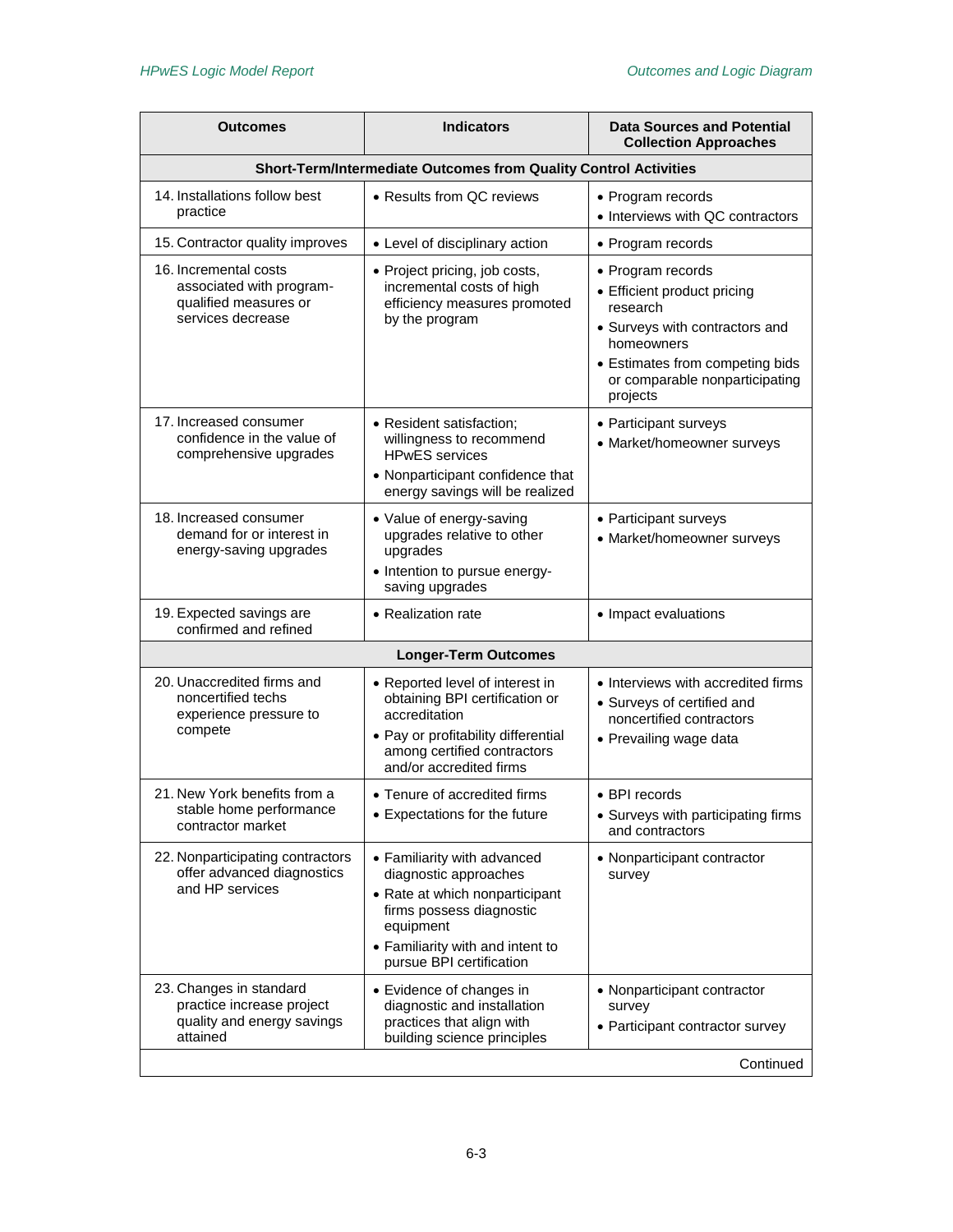| Outcomes | Indicators | Data Sources and Potential Collection Approaches |
|---|---|---|
| **Short-Term/Intermediate Outcomes from Quality Control Activities** | | |
| 14. Installations follow best practice | • Results from QC reviews | • Program records<br>• Interviews with QC contractors |
| 15. Contractor quality improves | • Level of disciplinary action | • Program records |
| 16. Incremental costs associated with program-qualified measures or services decrease | • Project pricing, job costs, incremental costs of high efficiency measures promoted by the program | • Program records<br>• Efficient product pricing research<br>• Surveys with contractors and homeowners<br>• Estimates from competing bids or comparable nonparticipating projects |
| 17. Increased consumer confidence in the value of comprehensive upgrades | • Resident satisfaction; willingness to recommend HPwES services<br>• Nonparticipant confidence that energy savings will be realized | • Participant surveys<br>• Market/homeowner surveys |
| 18. Increased consumer demand for or interest in energy-saving upgrades | • Value of energy-saving upgrades relative to other upgrades<br>• Intention to pursue energy-saving upgrades | • Participant surveys<br>• Market/homeowner surveys |
| 19. Expected savings are confirmed and refined | • Realization rate | • Impact evaluations |
| **Longer-Term Outcomes** | | |
| 20. Unaccredited firms and noncertified techs experience pressure to compete | • Reported level of interest in obtaining BPI certification or accreditation<br>• Pay or profitability differential among certified contractors and/or accredited firms | • Interviews with accredited firms<br>• Surveys of certified and noncertified contractors<br>• Prevailing wage data |
| 21. New York benefits from a stable home performance contractor market | • Tenure of accredited firms<br>• Expectations for the future | • BPI records<br>• Surveys with participating firms and contractors |
| 22. Nonparticipating contractors offer advanced diagnostics and HP services | • Familiarity with advanced diagnostic approaches<br>• Rate at which nonparticipant firms possess diagnostic equipment<br>• Familiarity with and intent to pursue BPI certification | • Nonparticipant contractor survey |
| 23. Changes in standard practice increase project quality and energy savings attained | • Evidence of changes in diagnostic and installation practices that align with building science principles | • Nonparticipant contractor survey<br>• Participant contractor survey |

Continued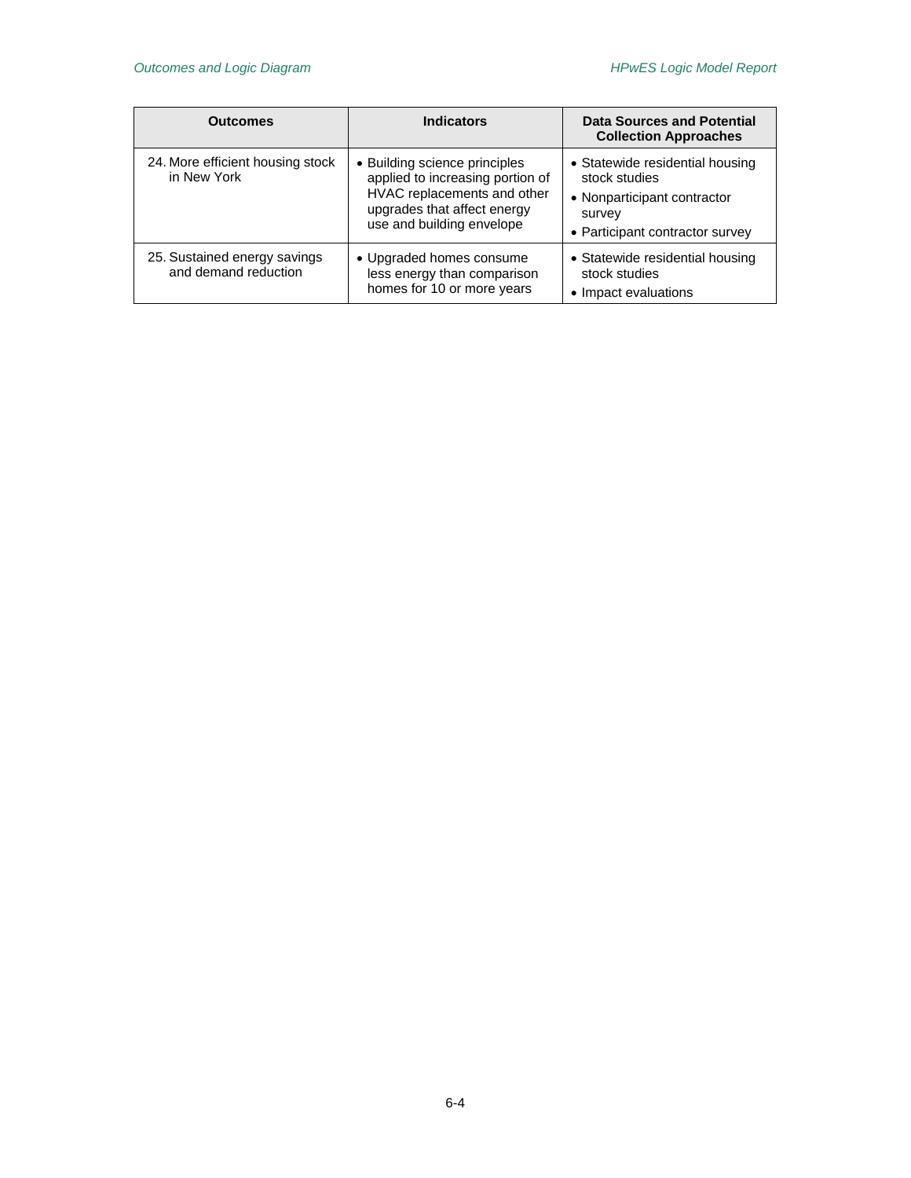| Outcomes | Indicators | Data Sources and Potential Collection Approaches |
| --- | --- | --- |
| 24. More efficient housing stock in New York | • Building science principles applied to increasing portion of HVAC replacements and other upgrades that affect energy use and building envelope | • Statewide residential housing stock studies<br>• Nonparticipant contractor survey<br>• Participant contractor survey |
| 25. Sustained energy savings and demand reduction | • Upgraded homes consume less energy than comparison homes for 10 or more years | • Statewide residential housing stock studies<br>• Impact evaluations |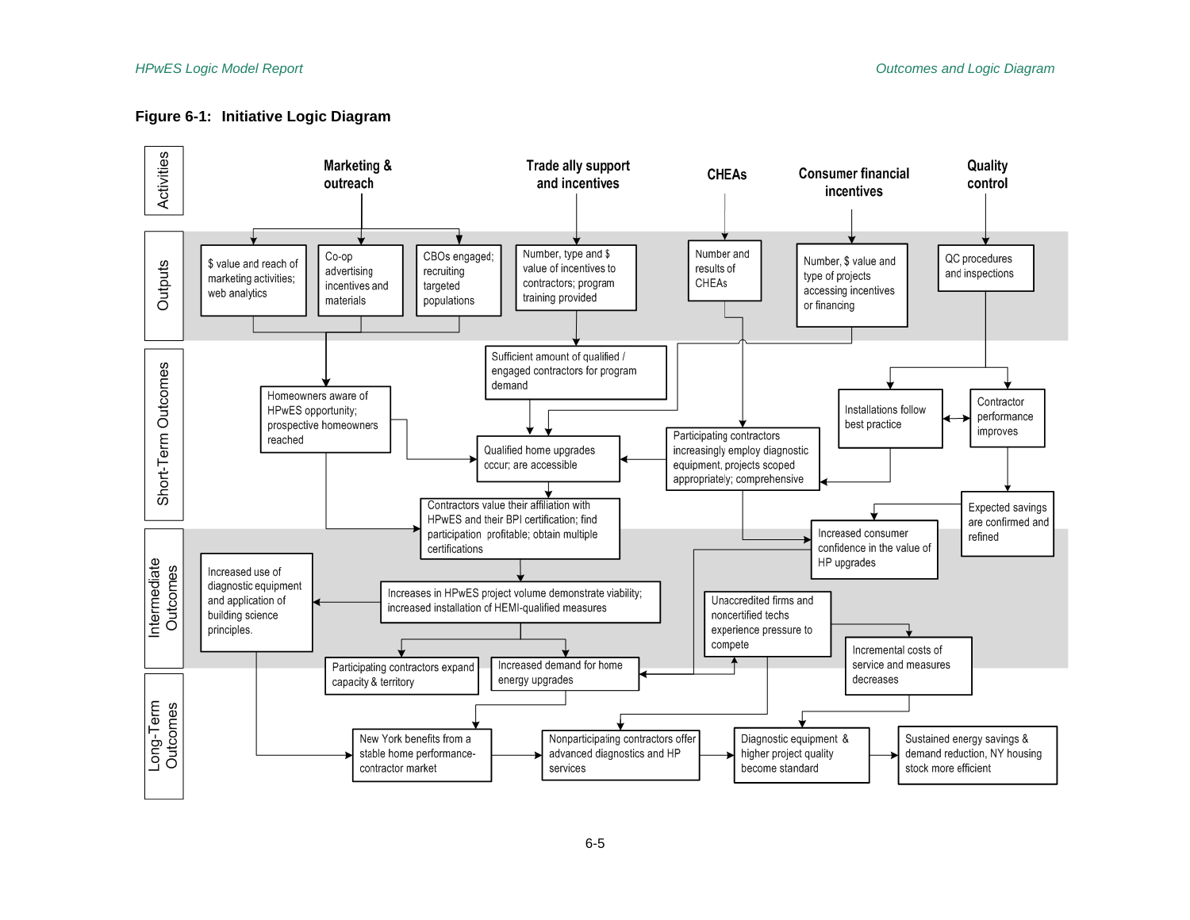**Figure 6-1: Initiative Logic Diagram**

**Activities**

- Marketing & outreach
- Trade ally support and incentives
- CHEAs
- Consumer financial incentives
- Quality control

**Outputs**

- $ value and reach of marketing activities; web analytics
- Co-op advertising incentives and materials
- CBOs engaged; recruiting targeted populations
- Number, type and $ value of incentives to contractors; program training provided
- Number and results of CHEAs
- Number, $ value and type of projects accessing incentives or financing
- QC procedures and inspections

**Short-Term Outcomes**

- Homeowners aware of HPwES opportunity; prospective homeowners reached
- Sufficient amount of qualified / engaged contractors for program demand
- Qualified home upgrades occur; are accessible
- Participating contractors increasingly employ diagnostic equipment, projects scoped appropriately; comprehensive
- Installations follow best practice
- Contractor performance improves
- Contractors value their affiliation with HPwES and their BPI certification; find participation profitable; obtain multiple certifications
- Expected savings are confirmed and refined

**Intermediate Outcomes**

- Increased consumer confidence in the value of HP upgrades
- Increased use of diagnostic equipment and application of building science principles.
- Increases in HPwES project volume demonstrate viability; increased installation of HEMI-qualified measures
- Unaccredited firms and noncertified techs experience pressure to compete
- Incremental costs of service and measures decreases
- Participating contractors expand capacity & territory
- Increased demand for home energy upgrades

**Long-Term Outcomes**

- New York benefits from a stable home performance-contractor market
- Nonparticipating contractors offer advanced diagnostics and HP services
- Diagnostic equipment & higher project quality become standard
- Sustained energy savings & demand reduction, NY housing stock more efficient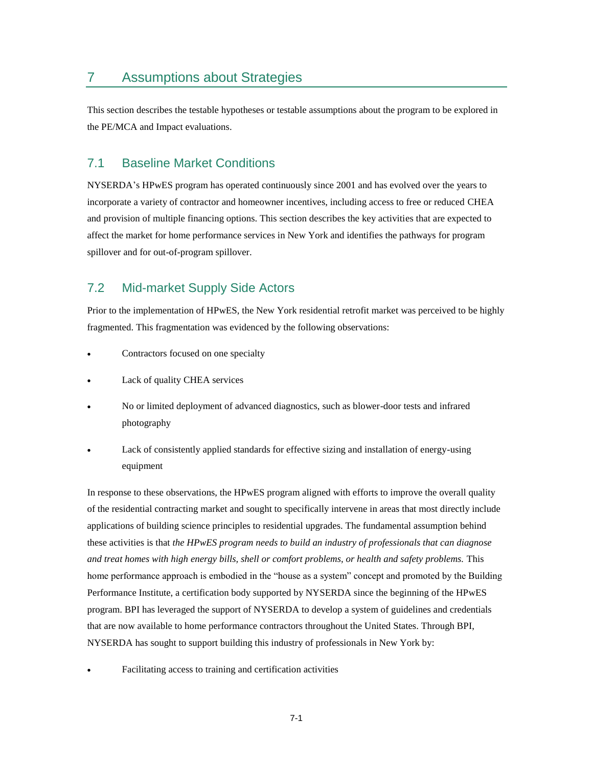# 7 Assumptions about Strategies

This section describes the testable hypotheses or testable assumptions about the program to be explored in the PE/MCA and Impact evaluations.

## 7.1 Baseline Market Conditions

NYSERDA's HPwES program has operated continuously since 2001 and has evolved over the years to incorporate a variety of contractor and homeowner incentives, including access to free or reduced CHEA and provision of multiple financing options. This section describes the key activities that are expected to affect the market for home performance services in New York and identifies the pathways for program spillover and for out-of-program spillover.

## 7.2 Mid-market Supply Side Actors

Prior to the implementation of HPwES, the New York residential retrofit market was perceived to be highly fragmented. This fragmentation was evidenced by the following observations:

- Contractors focused on one specialty
- Lack of quality CHEA services
- No or limited deployment of advanced diagnostics, such as blower-door tests and infrared photography
- Lack of consistently applied standards for effective sizing and installation of energy-using equipment

In response to these observations, the HPwES program aligned with efforts to improve the overall quality of the residential contracting market and sought to specifically intervene in areas that most directly include applications of building science principles to residential upgrades. The fundamental assumption behind these activities is that *the HPwES program needs to build an industry of professionals that can diagnose and treat homes with high energy bills, shell or comfort problems, or health and safety problems.* This home performance approach is embodied in the "house as a system" concept and promoted by the Building Performance Institute, a certification body supported by NYSERDA since the beginning of the HPwES program. BPI has leveraged the support of NYSERDA to develop a system of guidelines and credentials that are now available to home performance contractors throughout the United States. Through BPI, NYSERDA has sought to support building this industry of professionals in New York by:

- Facilitating access to training and certification activities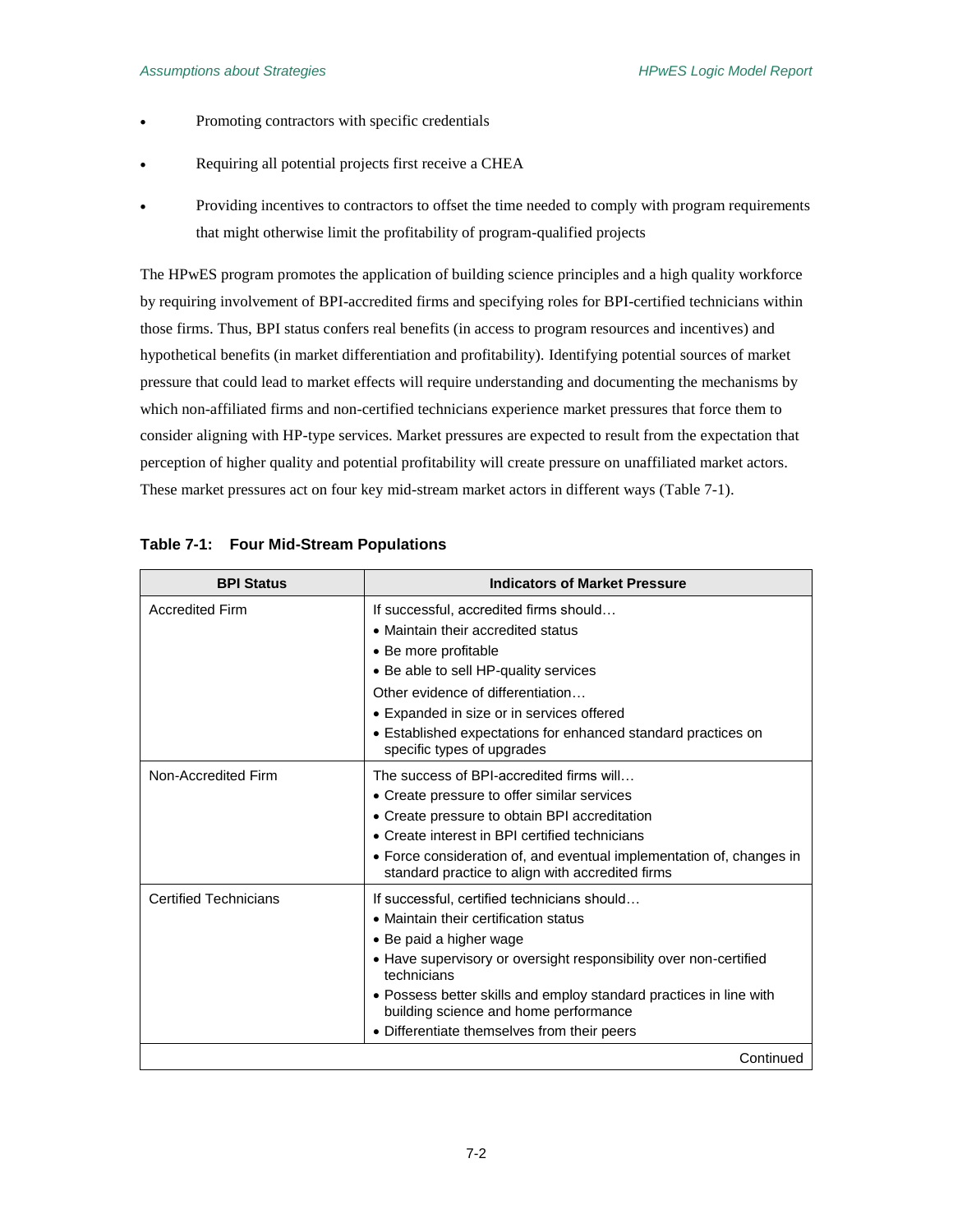- Promoting contractors with specific credentials
- Requiring all potential projects first receive a CHEA
- Providing incentives to contractors to offset the time needed to comply with program requirements that might otherwise limit the profitability of program-qualified projects

The HPwES program promotes the application of building science principles and a high quality workforce by requiring involvement of BPI-accredited firms and specifying roles for BPI-certified technicians within those firms. Thus, BPI status confers real benefits (in access to program resources and incentives) and hypothetical benefits (in market differentiation and profitability). Identifying potential sources of market pressure that could lead to market effects will require understanding and documenting the mechanisms by which non-affiliated firms and non-certified technicians experience market pressures that force them to consider aligning with HP-type services. Market pressures are expected to result from the expectation that perception of higher quality and potential profitability will create pressure on unaffiliated market actors. These market pressures act on four key mid-stream market actors in different ways (Table 7-1).

**Table 7-1: Four Mid-Stream Populations**

| BPI Status | Indicators of Market Pressure |
| --- | --- |
| Accredited Firm | If successful, accredited firms should…<br>• Maintain their accredited status<br>• Be more profitable<br>• Be able to sell HP-quality services<br>Other evidence of differentiation…<br>• Expanded in size or in services offered<br>• Established expectations for enhanced standard practices on specific types of upgrades |
| Non-Accredited Firm | The success of BPI-accredited firms will…<br>• Create pressure to offer similar services<br>• Create pressure to obtain BPI accreditation<br>• Create interest in BPI certified technicians<br>• Force consideration of, and eventual implementation of, changes in standard practice to align with accredited firms |
| Certified Technicians | If successful, certified technicians should…<br>• Maintain their certification status<br>• Be paid a higher wage<br>• Have supervisory or oversight responsibility over non-certified technicians<br>• Possess better skills and employ standard practices in line with building science and home performance<br>• Differentiate themselves from their peers |

Continued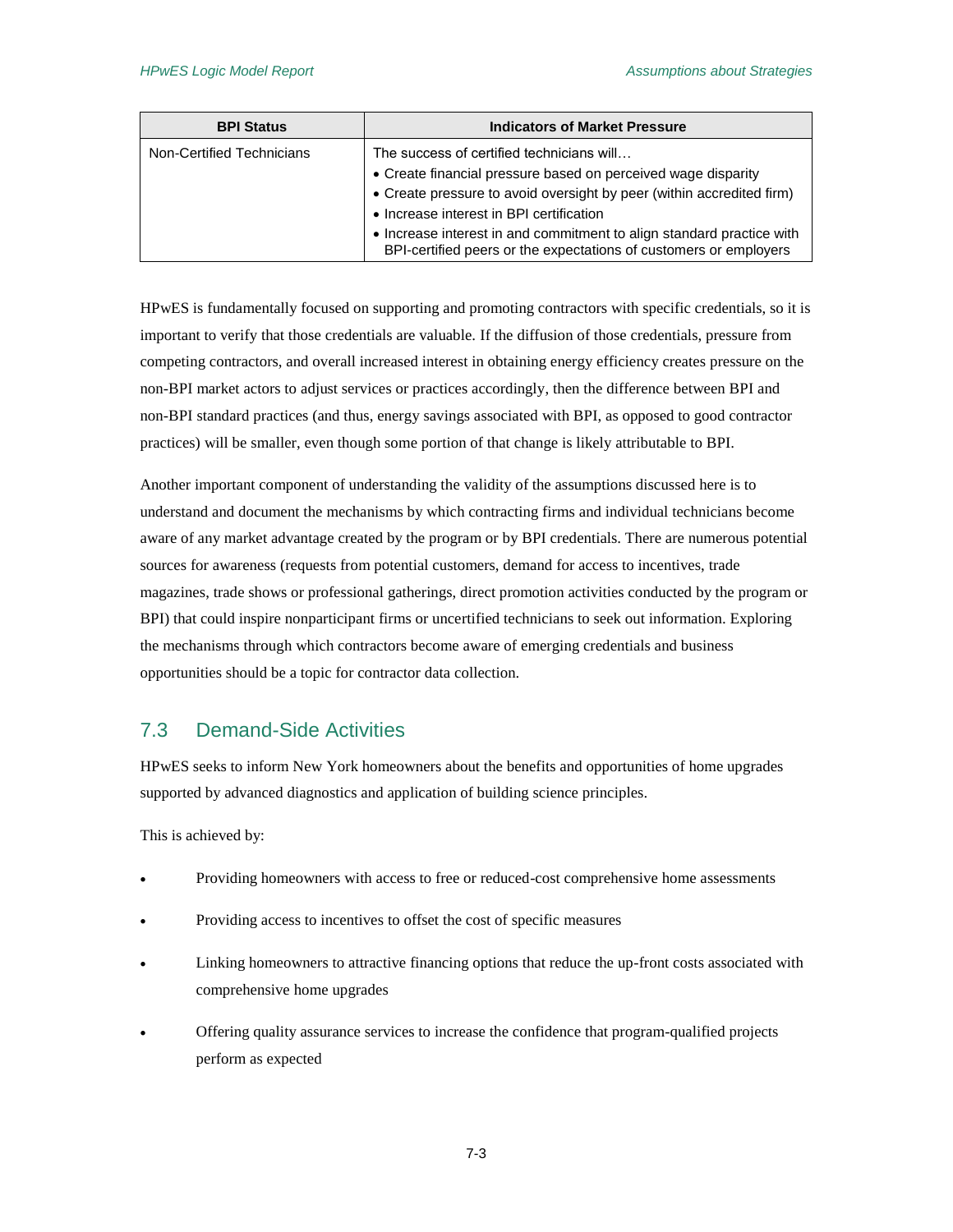| BPI Status | Indicators of Market Pressure |
|---|---|
| Non-Certified Technicians | The success of certified technicians will… • Create financial pressure based on perceived wage disparity • Create pressure to avoid oversight by peer (within accredited firm) • Increase interest in BPI certification • Increase interest in and commitment to align standard practice with BPI-certified peers or the expectations of customers or employers |

HPwES is fundamentally focused on supporting and promoting contractors with specific credentials, so it is important to verify that those credentials are valuable. If the diffusion of those credentials, pressure from competing contractors, and overall increased interest in obtaining energy efficiency creates pressure on the non-BPI market actors to adjust services or practices accordingly, then the difference between BPI and non-BPI standard practices (and thus, energy savings associated with BPI, as opposed to good contractor practices) will be smaller, even though some portion of that change is likely attributable to BPI.

Another important component of understanding the validity of the assumptions discussed here is to understand and document the mechanisms by which contracting firms and individual technicians become aware of any market advantage created by the program or by BPI credentials. There are numerous potential sources for awareness (requests from potential customers, demand for access to incentives, trade magazines, trade shows or professional gatherings, direct promotion activities conducted by the program or BPI) that could inspire nonparticipant firms or uncertified technicians to seek out information. Exploring the mechanisms through which contractors become aware of emerging credentials and business opportunities should be a topic for contractor data collection.

## 7.3 Demand-Side Activities

HPwES seeks to inform New York homeowners about the benefits and opportunities of home upgrades supported by advanced diagnostics and application of building science principles.

This is achieved by:

- Providing homeowners with access to free or reduced-cost comprehensive home assessments
- Providing access to incentives to offset the cost of specific measures
- Linking homeowners to attractive financing options that reduce the up-front costs associated with comprehensive home upgrades
- Offering quality assurance services to increase the confidence that program-qualified projects perform as expected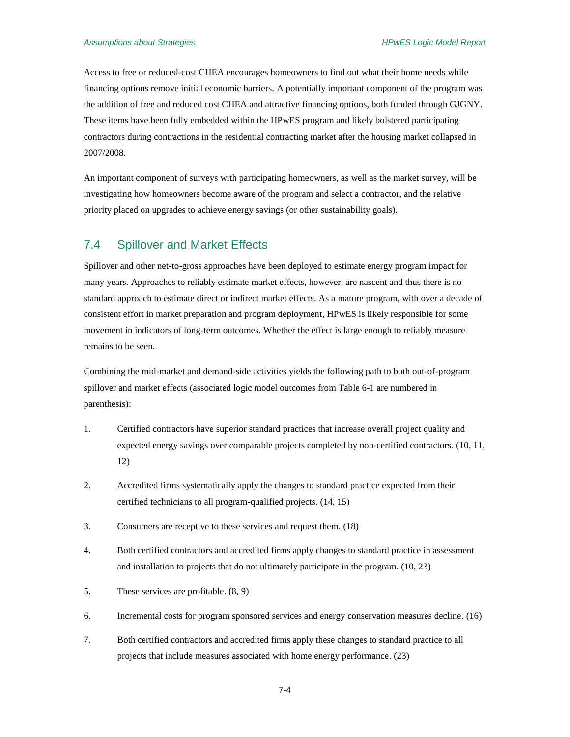Access to free or reduced-cost CHEA encourages homeowners to find out what their home needs while financing options remove initial economic barriers. A potentially important component of the program was the addition of free and reduced cost CHEA and attractive financing options, both funded through GJGNY. These items have been fully embedded within the HPwES program and likely bolstered participating contractors during contractions in the residential contracting market after the housing market collapsed in 2007/2008.

An important component of surveys with participating homeowners, as well as the market survey, will be investigating how homeowners become aware of the program and select a contractor, and the relative priority placed on upgrades to achieve energy savings (or other sustainability goals).

## 7.4 Spillover and Market Effects

Spillover and other net-to-gross approaches have been deployed to estimate energy program impact for many years. Approaches to reliably estimate market effects, however, are nascent and thus there is no standard approach to estimate direct or indirect market effects. As a mature program, with over a decade of consistent effort in market preparation and program deployment, HPwES is likely responsible for some movement in indicators of long-term outcomes. Whether the effect is large enough to reliably measure remains to be seen.

Combining the mid-market and demand-side activities yields the following path to both out-of-program spillover and market effects (associated logic model outcomes from Table 6-1 are numbered in parenthesis):

1. Certified contractors have superior standard practices that increase overall project quality and expected energy savings over comparable projects completed by non-certified contractors. (10, 11, 12)
2. Accredited firms systematically apply the changes to standard practice expected from their certified technicians to all program-qualified projects. (14, 15)
3. Consumers are receptive to these services and request them. (18)
4. Both certified contractors and accredited firms apply changes to standard practice in assessment and installation to projects that do not ultimately participate in the program. (10, 23)
5. These services are profitable. (8, 9)
6. Incremental costs for program sponsored services and energy conservation measures decline. (16)
7. Both certified contractors and accredited firms apply these changes to standard practice to all projects that include measures associated with home energy performance. (23)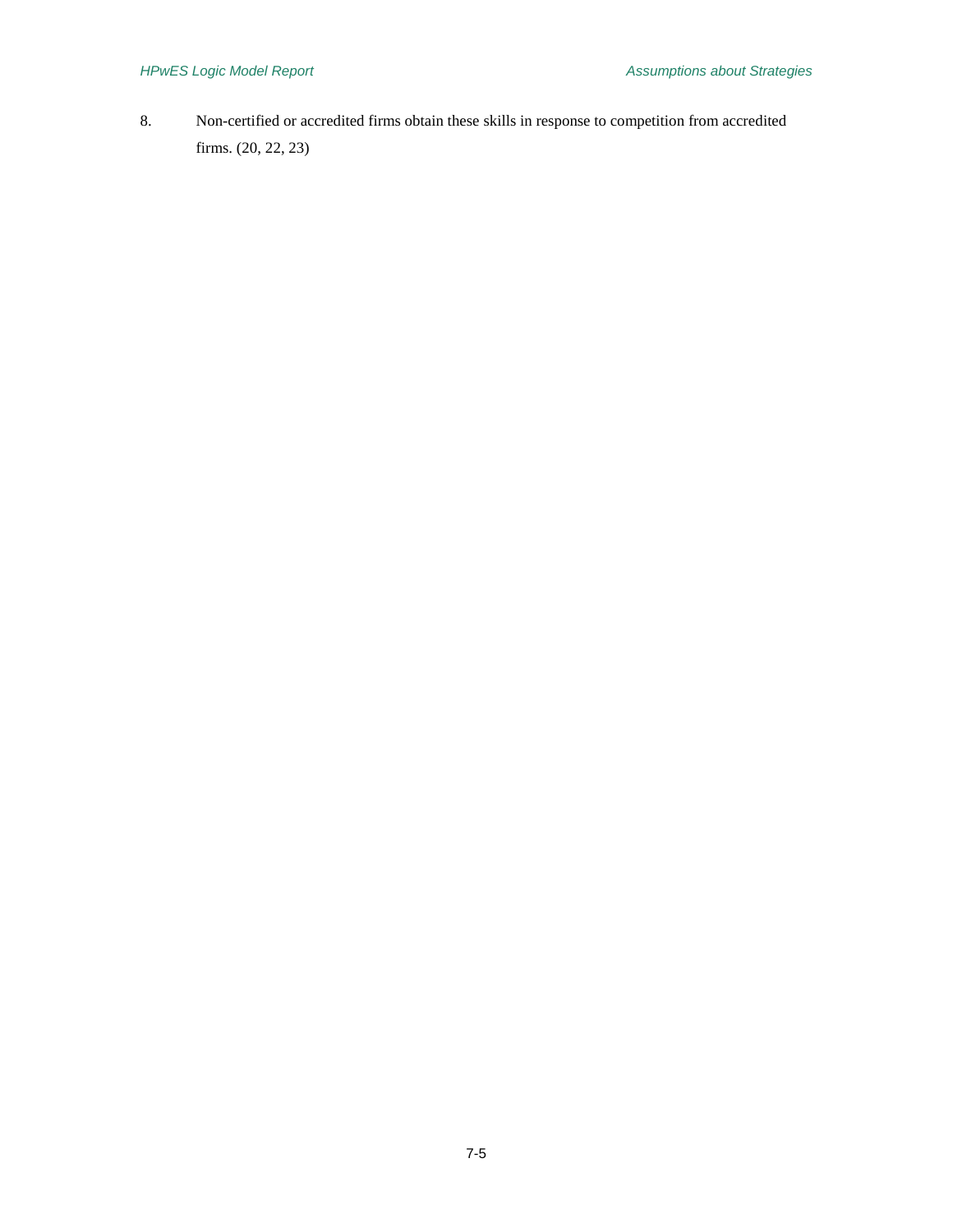8. Non-certified or accredited firms obtain these skills in response to competition from accredited firms. (20, 22, 23)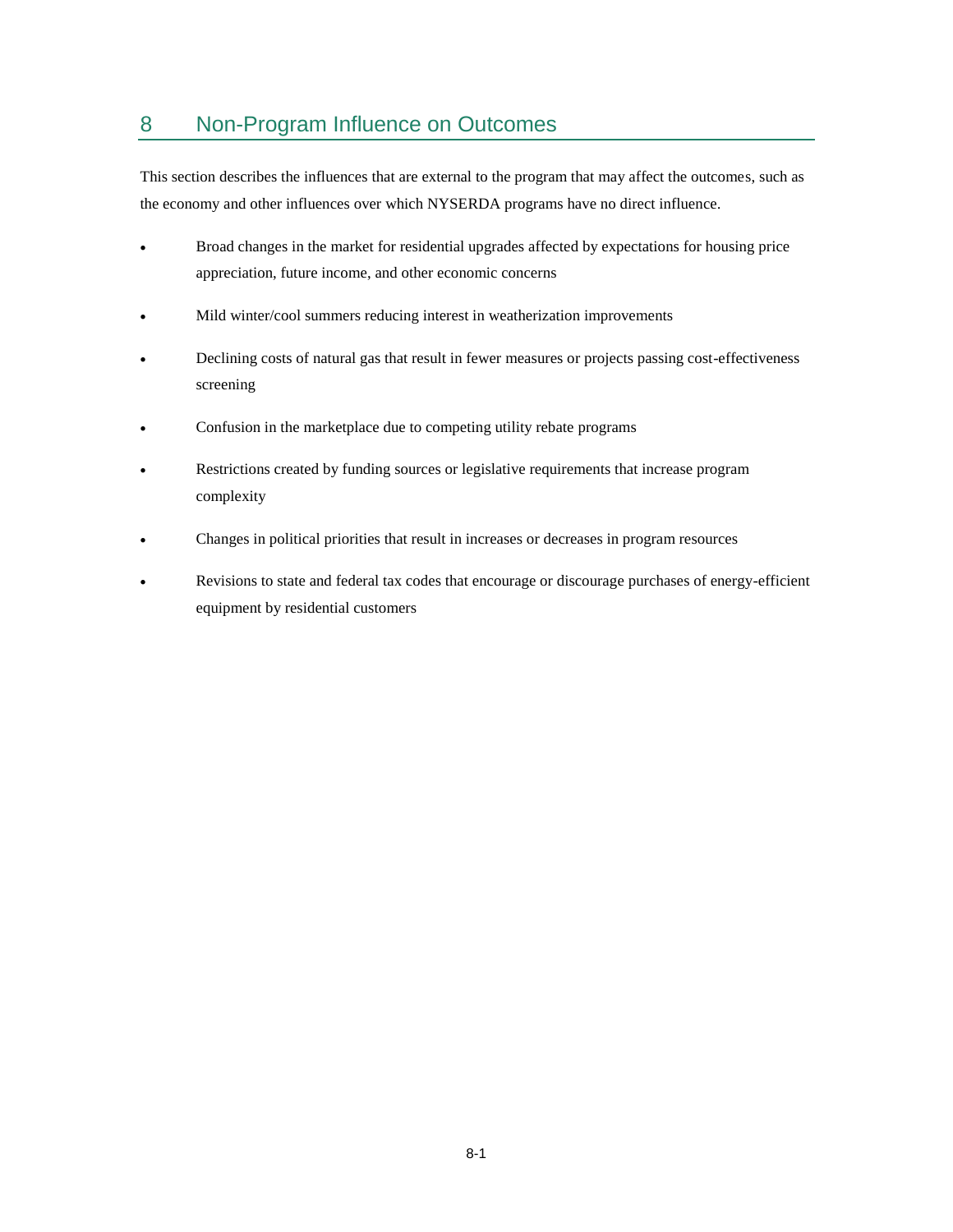# 8 Non-Program Influence on Outcomes

This section describes the influences that are external to the program that may affect the outcomes, such as the economy and other influences over which NYSERDA programs have no direct influence.

- Broad changes in the market for residential upgrades affected by expectations for housing price appreciation, future income, and other economic concerns
- Mild winter/cool summers reducing interest in weatherization improvements
- Declining costs of natural gas that result in fewer measures or projects passing cost-effectiveness screening
- Confusion in the marketplace due to competing utility rebate programs
- Restrictions created by funding sources or legislative requirements that increase program complexity
- Changes in political priorities that result in increases or decreases in program resources
- Revisions to state and federal tax codes that encourage or discourage purchases of energy-efficient equipment by residential customers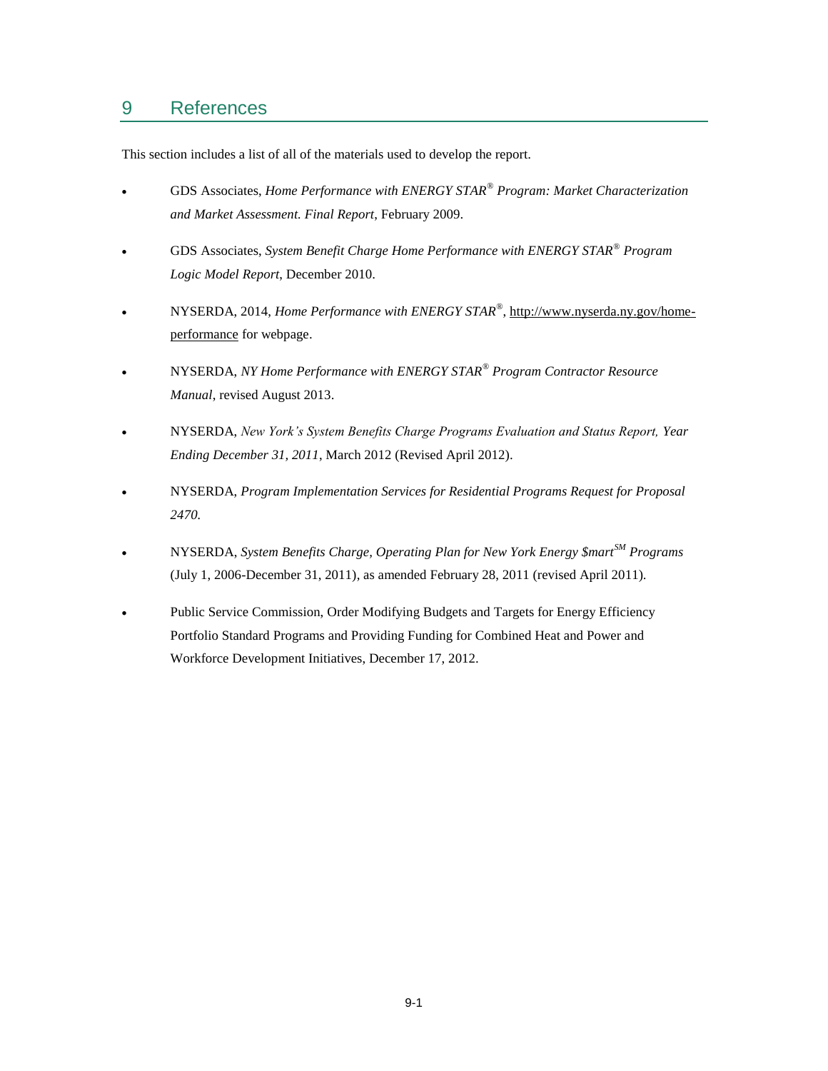# 9 References

This section includes a list of all of the materials used to develop the report.

- GDS Associates, *Home Performance with ENERGY STAR® Program: Market Characterization and Market Assessment. Final Report*, February 2009.
- GDS Associates, *System Benefit Charge Home Performance with ENERGY STAR® Program Logic Model Report*, December 2010.
- NYSERDA, 2014, *Home Performance with ENERGY STAR®*, http://www.nyserda.ny.gov/home-performance for webpage.
- NYSERDA, *NY Home Performance with ENERGY STAR® Program Contractor Resource Manual*, revised August 2013.
- NYSERDA, *New York's System Benefits Charge Programs Evaluation and Status Report, Year Ending December 31, 2011*, March 2012 (Revised April 2012).
- NYSERDA, *Program Implementation Services for Residential Programs Request for Proposal 2470.*
- NYSERDA, *System Benefits Charge, Operating Plan for New York Energy $mart℠ Programs* (July 1, 2006-December 31, 2011), as amended February 28, 2011 (revised April 2011).
- Public Service Commission, Order Modifying Budgets and Targets for Energy Efficiency Portfolio Standard Programs and Providing Funding for Combined Heat and Power and Workforce Development Initiatives, December 17, 2012.